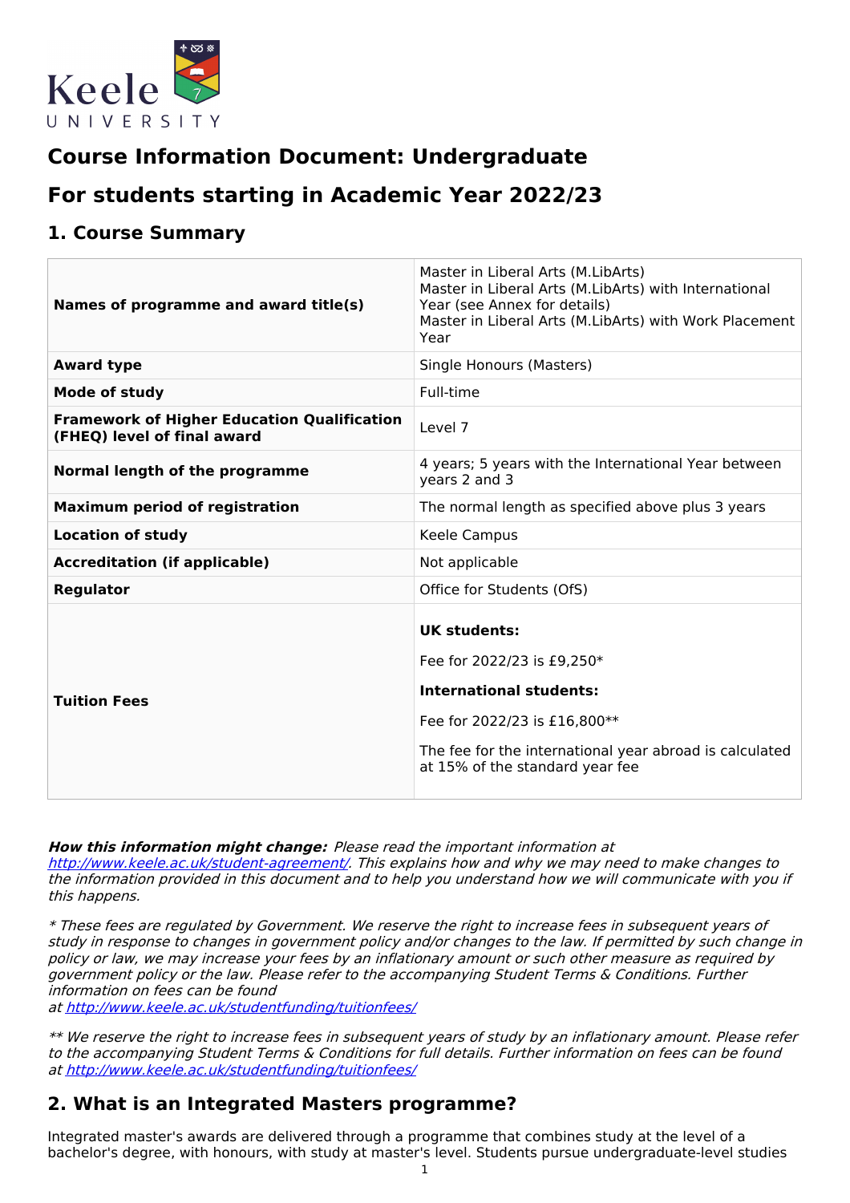# Course Information Document: Undergraduate

# For students starting in Academic Year 2022/23

## 1. Course Summary

| | |
|---|---|
| **Names of programme and award title(s)** | Master in Liberal Arts (M.LibArts)<br>Master in Liberal Arts (M.LibArts) with International Year (see Annex for details)<br>Master in Liberal Arts (M.LibArts) with Work Placement Year |
| **Award type** | Single Honours (Masters) |
| **Mode of study** | Full-time |
| **Framework of Higher Education Qualification (FHEQ) level of final award** | Level 7 |
| **Normal length of the programme** | 4 years; 5 years with the International Year between years 2 and 3 |
| **Maximum period of registration** | The normal length as specified above plus 3 years |
| **Location of study** | Keele Campus |
| **Accreditation (if applicable)** | Not applicable |
| **Regulator** | Office for Students (OfS) |
| **Tuition Fees** | **UK students:**<br>Fee for 2022/23 is £9,250*<br>**International students:**<br>Fee for 2022/23 is £16,800**<br>The fee for the international year abroad is calculated at 15% of the standard year fee |

***How this information might change:*** *Please read the important information at [http://www.keele.ac.uk/student-agreement/](http://www.keele.ac.uk/student-agreement/). This explains how and why we may need to make changes to the information provided in this document and to help you understand how we will communicate with you if this happens.*

*\* These fees are regulated by Government. We reserve the right to increase fees in subsequent years of study in response to changes in government policy and/or changes to the law. If permitted by such change in policy or law, we may increase your fees by an inflationary amount or such other measure as required by government policy or the law. Please refer to the accompanying Student Terms & Conditions. Further information on fees can be found at [http://www.keele.ac.uk/studentfunding/tuitionfees/](http://www.keele.ac.uk/studentfunding/tuitionfees/)*

*\*\* We reserve the right to increase fees in subsequent years of study by an inflationary amount. Please refer to the accompanying Student Terms & Conditions for full details. Further information on fees can be found at [http://www.keele.ac.uk/studentfunding/tuitionfees/](http://www.keele.ac.uk/studentfunding/tuitionfees/)*

## 2. What is an Integrated Masters programme?

Integrated master's awards are delivered through a programme that combines study at the level of a bachelor's degree, with honours, with study at master's level. Students pursue undergraduate-level studies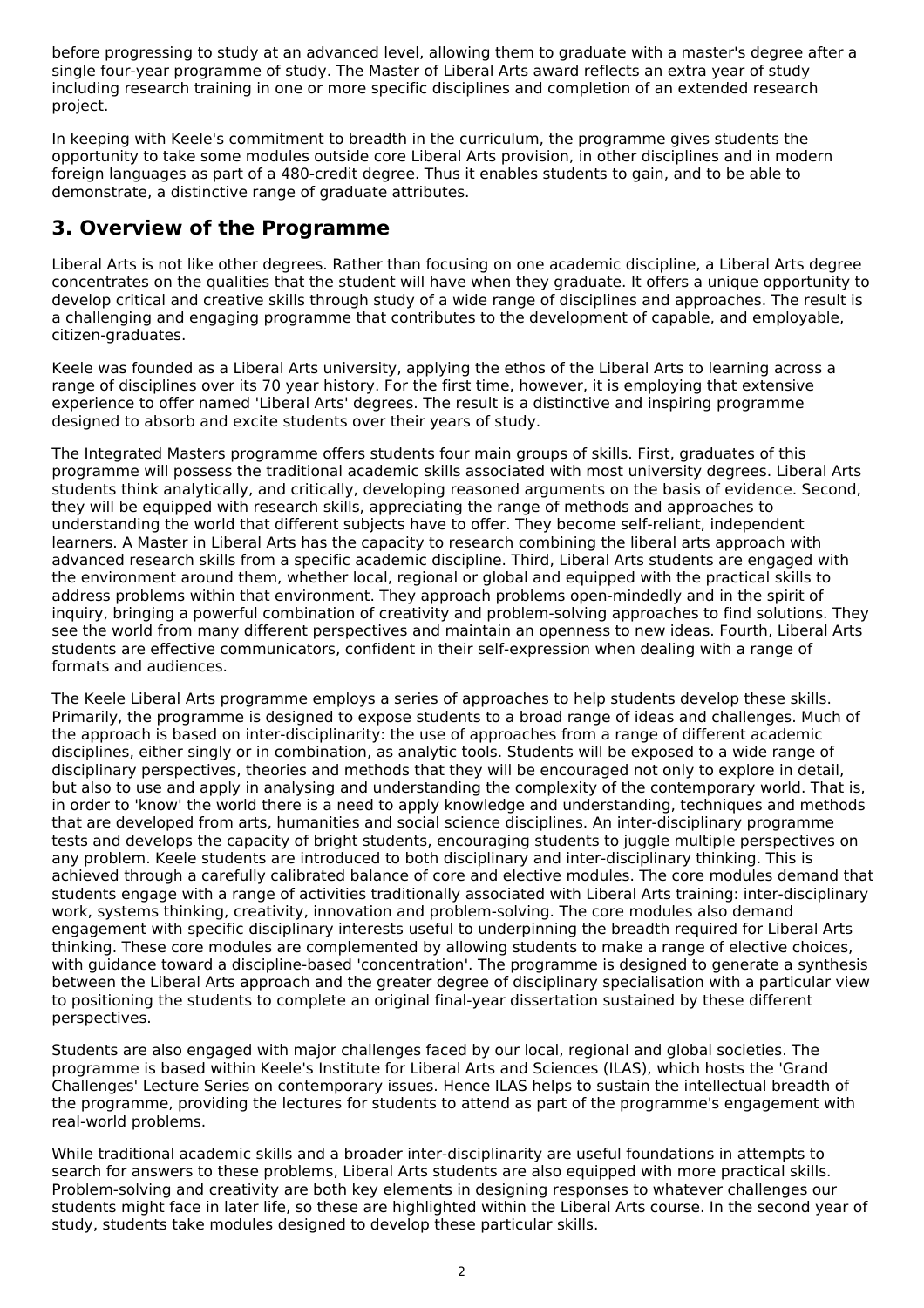before progressing to study at an advanced level, allowing them to graduate with a master's degree after a single four-year programme of study. The Master of Liberal Arts award reflects an extra year of study including research training in one or more specific disciplines and completion of an extended research project.

In keeping with Keele's commitment to breadth in the curriculum, the programme gives students the opportunity to take some modules outside core Liberal Arts provision, in other disciplines and in modern foreign languages as part of a 480-credit degree. Thus it enables students to gain, and to be able to demonstrate, a distinctive range of graduate attributes.

## 3. Overview of the Programme

Liberal Arts is not like other degrees. Rather than focusing on one academic discipline, a Liberal Arts degree concentrates on the qualities that the student will have when they graduate. It offers a unique opportunity to develop critical and creative skills through study of a wide range of disciplines and approaches. The result is a challenging and engaging programme that contributes to the development of capable, and employable, citizen-graduates.

Keele was founded as a Liberal Arts university, applying the ethos of the Liberal Arts to learning across a range of disciplines over its 70 year history. For the first time, however, it is employing that extensive experience to offer named 'Liberal Arts' degrees. The result is a distinctive and inspiring programme designed to absorb and excite students over their years of study.

The Integrated Masters programme offers students four main groups of skills. First, graduates of this programme will possess the traditional academic skills associated with most university degrees. Liberal Arts students think analytically, and critically, developing reasoned arguments on the basis of evidence. Second, they will be equipped with research skills, appreciating the range of methods and approaches to understanding the world that different subjects have to offer. They become self-reliant, independent learners. A Master in Liberal Arts has the capacity to research combining the liberal arts approach with advanced research skills from a specific academic discipline. Third, Liberal Arts students are engaged with the environment around them, whether local, regional or global and equipped with the practical skills to address problems within that environment. They approach problems open-mindedly and in the spirit of inquiry, bringing a powerful combination of creativity and problem-solving approaches to find solutions. They see the world from many different perspectives and maintain an openness to new ideas. Fourth, Liberal Arts students are effective communicators, confident in their self-expression when dealing with a range of formats and audiences.

The Keele Liberal Arts programme employs a series of approaches to help students develop these skills. Primarily, the programme is designed to expose students to a broad range of ideas and challenges. Much of the approach is based on inter-disciplinarity: the use of approaches from a range of different academic disciplines, either singly or in combination, as analytic tools. Students will be exposed to a wide range of disciplinary perspectives, theories and methods that they will be encouraged not only to explore in detail, but also to use and apply in analysing and understanding the complexity of the contemporary world. That is, in order to 'know' the world there is a need to apply knowledge and understanding, techniques and methods that are developed from arts, humanities and social science disciplines. An inter-disciplinary programme tests and develops the capacity of bright students, encouraging students to juggle multiple perspectives on any problem. Keele students are introduced to both disciplinary and inter-disciplinary thinking. This is achieved through a carefully calibrated balance of core and elective modules. The core modules demand that students engage with a range of activities traditionally associated with Liberal Arts training: inter-disciplinary work, systems thinking, creativity, innovation and problem-solving. The core modules also demand engagement with specific disciplinary interests useful to underpinning the breadth required for Liberal Arts thinking. These core modules are complemented by allowing students to make a range of elective choices, with guidance toward a discipline-based 'concentration'. The programme is designed to generate a synthesis between the Liberal Arts approach and the greater degree of disciplinary specialisation with a particular view to positioning the students to complete an original final-year dissertation sustained by these different perspectives.

Students are also engaged with major challenges faced by our local, regional and global societies. The programme is based within Keele's Institute for Liberal Arts and Sciences (ILAS), which hosts the 'Grand Challenges' Lecture Series on contemporary issues. Hence ILAS helps to sustain the intellectual breadth of the programme, providing the lectures for students to attend as part of the programme's engagement with real-world problems.

While traditional academic skills and a broader inter-disciplinarity are useful foundations in attempts to search for answers to these problems, Liberal Arts students are also equipped with more practical skills. Problem-solving and creativity are both key elements in designing responses to whatever challenges our students might face in later life, so these are highlighted within the Liberal Arts course. In the second year of study, students take modules designed to develop these particular skills.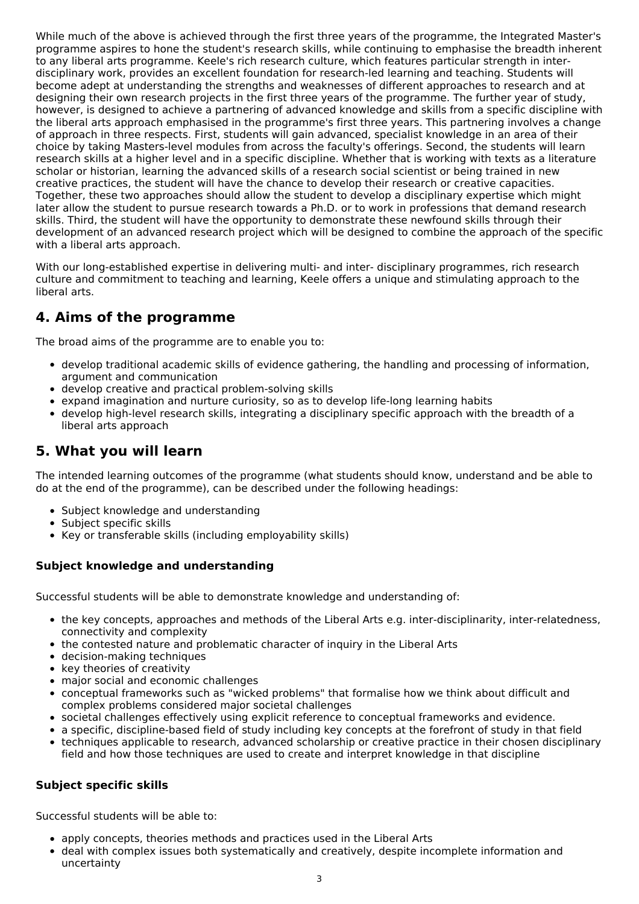While much of the above is achieved through the first three years of the programme, the Integrated Master's programme aspires to hone the student's research skills, while continuing to emphasise the breadth inherent to any liberal arts programme. Keele's rich research culture, which features particular strength in inter-disciplinary work, provides an excellent foundation for research-led learning and teaching. Students will become adept at understanding the strengths and weaknesses of different approaches to research and at designing their own research projects in the first three years of the programme. The further year of study, however, is designed to achieve a partnering of advanced knowledge and skills from a specific discipline with the liberal arts approach emphasised in the programme's first three years. This partnering involves a change of approach in three respects. First, students will gain advanced, specialist knowledge in an area of their choice by taking Masters-level modules from across the faculty's offerings. Second, the students will learn research skills at a higher level and in a specific discipline. Whether that is working with texts as a literature scholar or historian, learning the advanced skills of a research social scientist or being trained in new creative practices, the student will have the chance to develop their research or creative capacities. Together, these two approaches should allow the student to develop a disciplinary expertise which might later allow the student to pursue research towards a Ph.D. or to work in professions that demand research skills. Third, the student will have the opportunity to demonstrate these newfound skills through their development of an advanced research project which will be designed to combine the approach of the specific with a liberal arts approach.

With our long-established expertise in delivering multi- and inter- disciplinary programmes, rich research culture and commitment to teaching and learning, Keele offers a unique and stimulating approach to the liberal arts.

## 4. Aims of the programme

The broad aims of the programme are to enable you to:

- develop traditional academic skills of evidence gathering, the handling and processing of information, argument and communication
- develop creative and practical problem-solving skills
- expand imagination and nurture curiosity, so as to develop life-long learning habits
- develop high-level research skills, integrating a disciplinary specific approach with the breadth of a liberal arts approach

## 5. What you will learn

The intended learning outcomes of the programme (what students should know, understand and be able to do at the end of the programme), can be described under the following headings:

- Subject knowledge and understanding
- Subject specific skills
- Key or transferable skills (including employability skills)

### Subject knowledge and understanding

Successful students will be able to demonstrate knowledge and understanding of:

- the key concepts, approaches and methods of the Liberal Arts e.g. inter-disciplinarity, inter-relatedness, connectivity and complexity
- the contested nature and problematic character of inquiry in the Liberal Arts
- decision-making techniques
- key theories of creativity
- major social and economic challenges
- conceptual frameworks such as "wicked problems" that formalise how we think about difficult and complex problems considered major societal challenges
- societal challenges effectively using explicit reference to conceptual frameworks and evidence.
- a specific, discipline-based field of study including key concepts at the forefront of study in that field
- techniques applicable to research, advanced scholarship or creative practice in their chosen disciplinary field and how those techniques are used to create and interpret knowledge in that discipline

### Subject specific skills

Successful students will be able to:

- apply concepts, theories methods and practices used in the Liberal Arts
- deal with complex issues both systematically and creatively, despite incomplete information and uncertainty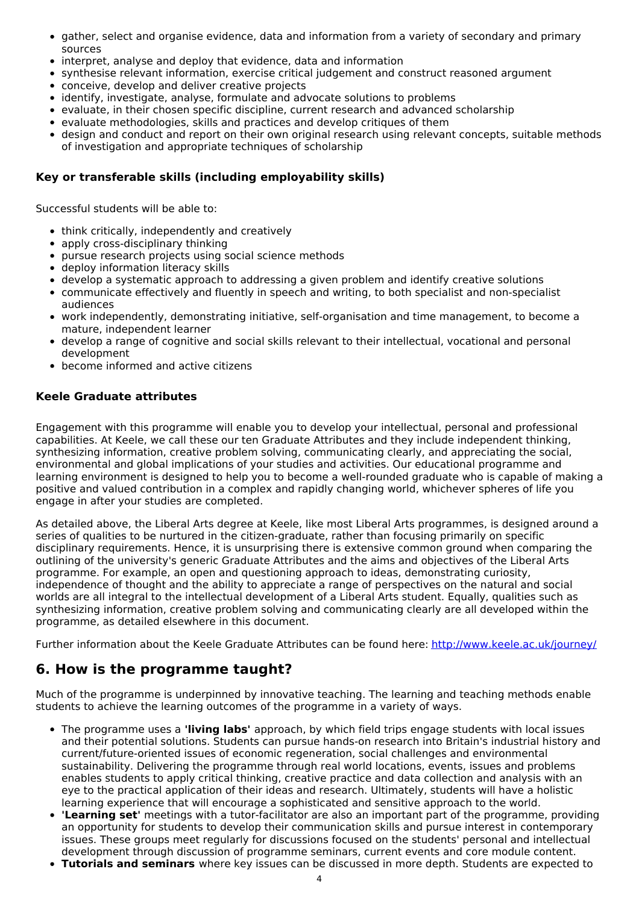- gather, select and organise evidence, data and information from a variety of secondary and primary sources
- interpret, analyse and deploy that evidence, data and information
- synthesise relevant information, exercise critical judgement and construct reasoned argument
- conceive, develop and deliver creative projects
- identify, investigate, analyse, formulate and advocate solutions to problems
- evaluate, in their chosen specific discipline, current research and advanced scholarship
- evaluate methodologies, skills and practices and develop critiques of them
- design and conduct and report on their own original research using relevant concepts, suitable methods of investigation and appropriate techniques of scholarship

### Key or transferable skills (including employability skills)

Successful students will be able to:

- think critically, independently and creatively
- apply cross-disciplinary thinking
- pursue research projects using social science methods
- deploy information literacy skills
- develop a systematic approach to addressing a given problem and identify creative solutions
- communicate effectively and fluently in speech and writing, to both specialist and non-specialist audiences
- work independently, demonstrating initiative, self-organisation and time management, to become a mature, independent learner
- develop a range of cognitive and social skills relevant to their intellectual, vocational and personal development
- become informed and active citizens

### Keele Graduate attributes

Engagement with this programme will enable you to develop your intellectual, personal and professional capabilities. At Keele, we call these our ten Graduate Attributes and they include independent thinking, synthesizing information, creative problem solving, communicating clearly, and appreciating the social, environmental and global implications of your studies and activities. Our educational programme and learning environment is designed to help you to become a well-rounded graduate who is capable of making a positive and valued contribution in a complex and rapidly changing world, whichever spheres of life you engage in after your studies are completed.

As detailed above, the Liberal Arts degree at Keele, like most Liberal Arts programmes, is designed around a series of qualities to be nurtured in the citizen-graduate, rather than focusing primarily on specific disciplinary requirements. Hence, it is unsurprising there is extensive common ground when comparing the outlining of the university's generic Graduate Attributes and the aims and objectives of the Liberal Arts programme. For example, an open and questioning approach to ideas, demonstrating curiosity, independence of thought and the ability to appreciate a range of perspectives on the natural and social worlds are all integral to the intellectual development of a Liberal Arts student. Equally, qualities such as synthesizing information, creative problem solving and communicating clearly are all developed within the programme, as detailed elsewhere in this document.

Further information about the Keele Graduate Attributes can be found here: [http://www.keele.ac.uk/journey/](http://www.keele.ac.uk/journey/)

## 6. How is the programme taught?

Much of the programme is underpinned by innovative teaching. The learning and teaching methods enable students to achieve the learning outcomes of the programme in a variety of ways.

- The programme uses a **'living labs'** approach, by which field trips engage students with local issues and their potential solutions. Students can pursue hands-on research into Britain's industrial history and current/future-oriented issues of economic regeneration, social challenges and environmental sustainability. Delivering the programme through real world locations, events, issues and problems enables students to apply critical thinking, creative practice and data collection and analysis with an eye to the practical application of their ideas and research. Ultimately, students will have a holistic learning experience that will encourage a sophisticated and sensitive approach to the world.
- **'Learning set'** meetings with a tutor-facilitator are also an important part of the programme, providing an opportunity for students to develop their communication skills and pursue interest in contemporary issues. These groups meet regularly for discussions focused on the students' personal and intellectual development through discussion of programme seminars, current events and core module content.
- **Tutorials and seminars** where key issues can be discussed in more depth. Students are expected to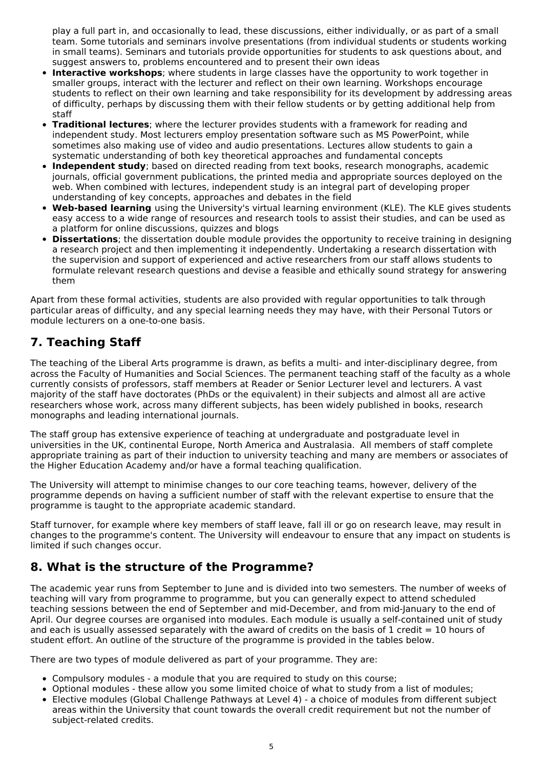play a full part in, and occasionally to lead, these discussions, either individually, or as part of a small team. Some tutorials and seminars involve presentations (from individual students or students working in small teams). Seminars and tutorials provide opportunities for students to ask questions about, and suggest answers to, problems encountered and to present their own ideas

- **Interactive workshops**; where students in large classes have the opportunity to work together in smaller groups, interact with the lecturer and reflect on their own learning. Workshops encourage students to reflect on their own learning and take responsibility for its development by addressing areas of difficulty, perhaps by discussing them with their fellow students or by getting additional help from staff
- **Traditional lectures**; where the lecturer provides students with a framework for reading and independent study. Most lecturers employ presentation software such as MS PowerPoint, while sometimes also making use of video and audio presentations. Lectures allow students to gain a systematic understanding of both key theoretical approaches and fundamental concepts
- **Independent study**; based on directed reading from text books, research monographs, academic journals, official government publications, the printed media and appropriate sources deployed on the web. When combined with lectures, independent study is an integral part of developing proper understanding of key concepts, approaches and debates in the field
- **Web-based learning** using the University's virtual learning environment (KLE). The KLE gives students easy access to a wide range of resources and research tools to assist their studies, and can be used as a platform for online discussions, quizzes and blogs
- **Dissertations**; the dissertation double module provides the opportunity to receive training in designing a research project and then implementing it independently. Undertaking a research dissertation with the supervision and support of experienced and active researchers from our staff allows students to formulate relevant research questions and devise a feasible and ethically sound strategy for answering them

Apart from these formal activities, students are also provided with regular opportunities to talk through particular areas of difficulty, and any special learning needs they may have, with their Personal Tutors or module lecturers on a one-to-one basis.

## 7. Teaching Staff

The teaching of the Liberal Arts programme is drawn, as befits a multi- and inter-disciplinary degree, from across the Faculty of Humanities and Social Sciences. The permanent teaching staff of the faculty as a whole currently consists of professors, staff members at Reader or Senior Lecturer level and lecturers. A vast majority of the staff have doctorates (PhDs or the equivalent) in their subjects and almost all are active researchers whose work, across many different subjects, has been widely published in books, research monographs and leading international journals.

The staff group has extensive experience of teaching at undergraduate and postgraduate level in universities in the UK, continental Europe, North America and Australasia. All members of staff complete appropriate training as part of their induction to university teaching and many are members or associates of the Higher Education Academy and/or have a formal teaching qualification.

The University will attempt to minimise changes to our core teaching teams, however, delivery of the programme depends on having a sufficient number of staff with the relevant expertise to ensure that the programme is taught to the appropriate academic standard.

Staff turnover, for example where key members of staff leave, fall ill or go on research leave, may result in changes to the programme's content. The University will endeavour to ensure that any impact on students is limited if such changes occur.

## 8. What is the structure of the Programme?

The academic year runs from September to June and is divided into two semesters. The number of weeks of teaching will vary from programme to programme, but you can generally expect to attend scheduled teaching sessions between the end of September and mid-December, and from mid-January to the end of April. Our degree courses are organised into modules. Each module is usually a self-contained unit of study and each is usually assessed separately with the award of credits on the basis of 1 credit = 10 hours of student effort. An outline of the structure of the programme is provided in the tables below.

There are two types of module delivered as part of your programme. They are:

- Compulsory modules - a module that you are required to study on this course;
- Optional modules - these allow you some limited choice of what to study from a list of modules;
- Elective modules (Global Challenge Pathways at Level 4) - a choice of modules from different subject areas within the University that count towards the overall credit requirement but not the number of subject-related credits.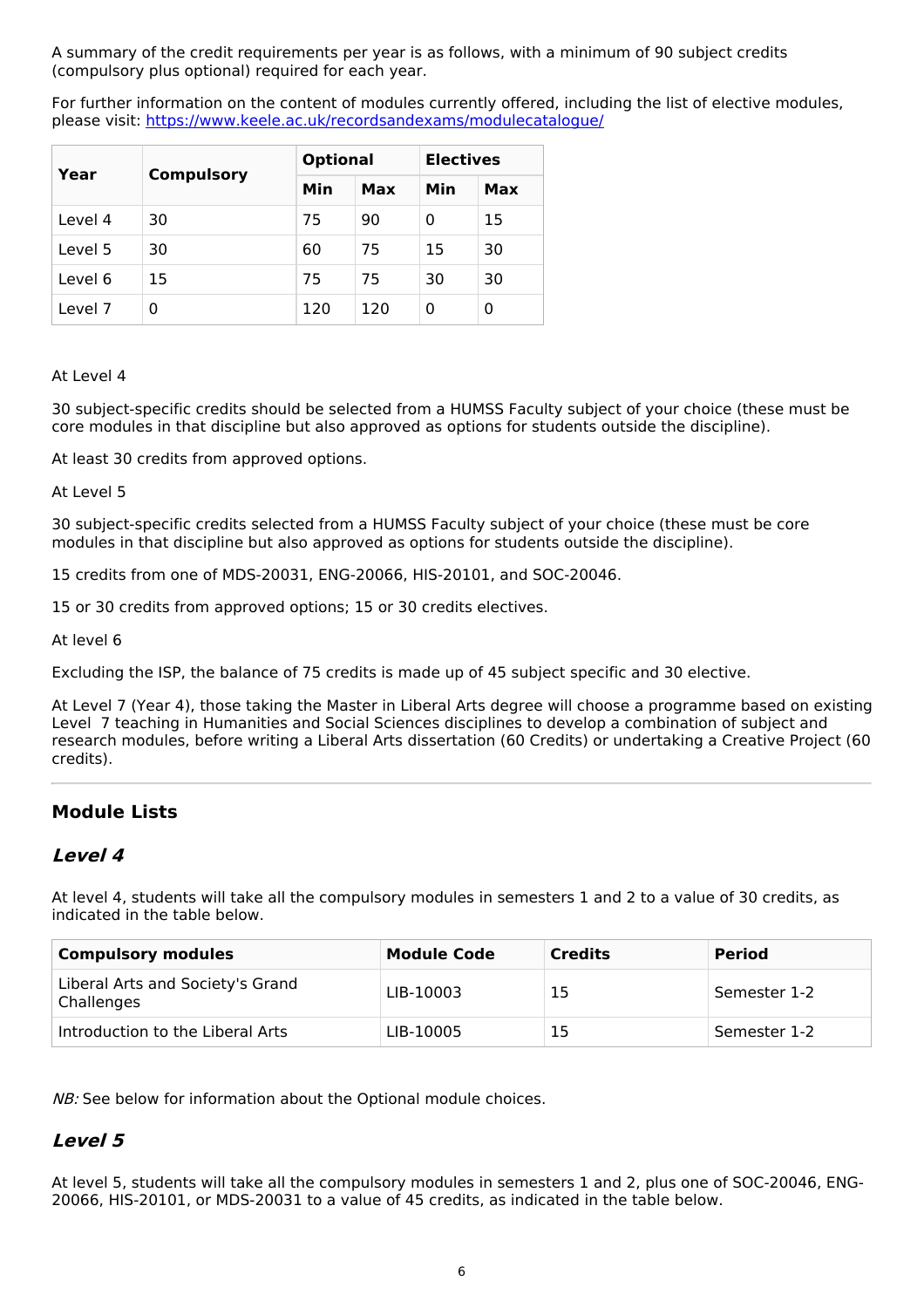A summary of the credit requirements per year is as follows, with a minimum of 90 subject credits (compulsory plus optional) required for each year.

For further information on the content of modules currently offered, including the list of elective modules, please visit: https://www.keele.ac.uk/recordsandexams/modulecatalogue/

| Year | Compulsory | Optional | | Electives | |
|---|---|---|---|---|---|
| | | Min | Max | Min | Max |
| Level 4 | 30 | 75 | 90 | 0 | 15 |
| Level 5 | 30 | 60 | 75 | 15 | 30 |
| Level 6 | 15 | 75 | 75 | 30 | 30 |
| Level 7 | 0 | 120 | 120 | 0 | 0 |

At Level 4

30 subject-specific credits should be selected from a HUMSS Faculty subject of your choice (these must be core modules in that discipline but also approved as options for students outside the discipline).

At least 30 credits from approved options.

At Level 5

30 subject-specific credits selected from a HUMSS Faculty subject of your choice (these must be core modules in that discipline but also approved as options for students outside the discipline).

15 credits from one of MDS-20031, ENG-20066, HIS-20101, and SOC-20046.

15 or 30 credits from approved options; 15 or 30 credits electives.

At level 6

Excluding the ISP, the balance of 75 credits is made up of 45 subject specific and 30 elective.

At Level 7 (Year 4), those taking the Master in Liberal Arts degree will choose a programme based on existing Level 7 teaching in Humanities and Social Sciences disciplines to develop a combination of subject and research modules, before writing a Liberal Arts dissertation (60 Credits) or undertaking a Creative Project (60 credits).

---

## Module Lists

### *Level 4*

At level 4, students will take all the compulsory modules in semesters 1 and 2 to a value of 30 credits, as indicated in the table below.

| Compulsory modules | Module Code | Credits | Period |
|---|---|---|---|
| Liberal Arts and Society's Grand Challenges | LIB-10003 | 15 | Semester 1-2 |
| Introduction to the Liberal Arts | LIB-10005 | 15 | Semester 1-2 |

*NB:* See below for information about the Optional module choices.

### *Level 5*

At level 5, students will take all the compulsory modules in semesters 1 and 2, plus one of SOC-20046, ENG-20066, HIS-20101, or MDS-20031 to a value of 45 credits, as indicated in the table below.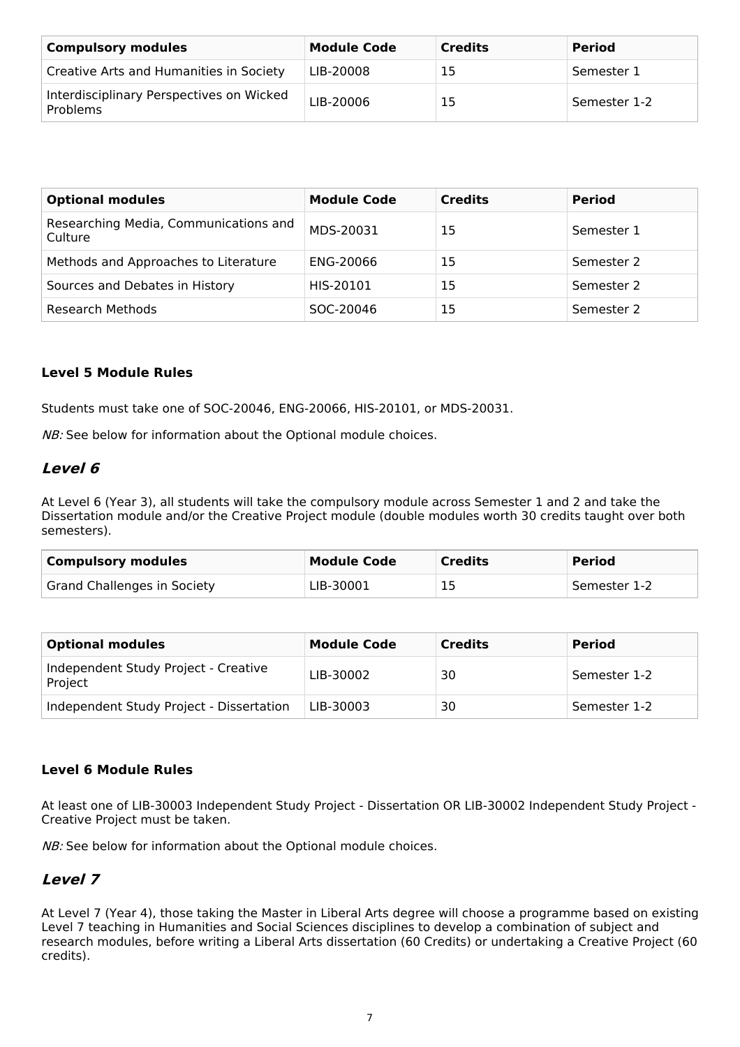| Compulsory modules | Module Code | Credits | Period |
|---|---|---|---|
| Creative Arts and Humanities in Society | LIB-20008 | 15 | Semester 1 |
| Interdisciplinary Perspectives on Wicked Problems | LIB-20006 | 15 | Semester 1-2 |

| Optional modules | Module Code | Credits | Period |
|---|---|---|---|
| Researching Media, Communications and Culture | MDS-20031 | 15 | Semester 1 |
| Methods and Approaches to Literature | ENG-20066 | 15 | Semester 2 |
| Sources and Debates in History | HIS-20101 | 15 | Semester 2 |
| Research Methods | SOC-20046 | 15 | Semester 2 |

### Level 5 Module Rules

Students must take one of SOC-20046, ENG-20066, HIS-20101, or MDS-20031.

*NB:* See below for information about the Optional module choices.

## *Level 6*

At Level 6 (Year 3), all students will take the compulsory module across Semester 1 and 2 and take the Dissertation module and/or the Creative Project module (double modules worth 30 credits taught over both semesters).

| Compulsory modules | Module Code | Credits | Period |
|---|---|---|---|
| Grand Challenges in Society | LIB-30001 | 15 | Semester 1-2 |

| Optional modules | Module Code | Credits | Period |
|---|---|---|---|
| Independent Study Project - Creative Project | LIB-30002 | 30 | Semester 1-2 |
| Independent Study Project - Dissertation | LIB-30003 | 30 | Semester 1-2 |

### Level 6 Module Rules

At least one of LIB-30003 Independent Study Project - Dissertation OR LIB-30002 Independent Study Project - Creative Project must be taken.

*NB:* See below for information about the Optional module choices.

## *Level 7*

At Level 7 (Year 4), those taking the Master in Liberal Arts degree will choose a programme based on existing Level 7 teaching in Humanities and Social Sciences disciplines to develop a combination of subject and research modules, before writing a Liberal Arts dissertation (60 Credits) or undertaking a Creative Project (60 credits).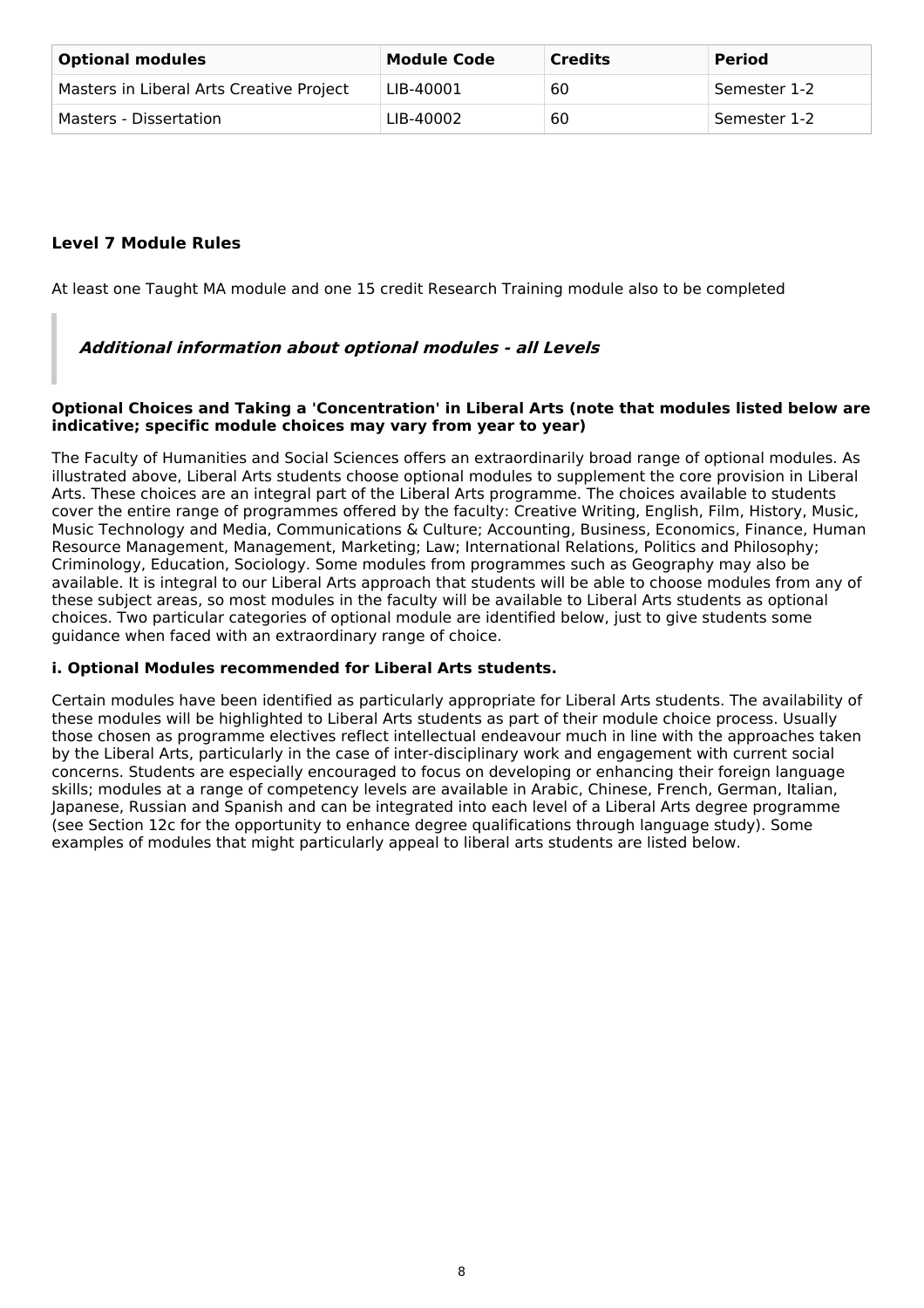| Optional modules | Module Code | Credits | Period |
| --- | --- | --- | --- |
| Masters in Liberal Arts Creative Project | LIB-40001 | 60 | Semester 1-2 |
| Masters - Dissertation | LIB-40002 | 60 | Semester 1-2 |

### Level 7 Module Rules

At least one Taught MA module and one 15 credit Research Training module also to be completed

> ***Additional information about optional modules - all Levels***

**Optional Choices and Taking a 'Concentration' in Liberal Arts (note that modules listed below are indicative; specific module choices may vary from year to year)**

The Faculty of Humanities and Social Sciences offers an extraordinarily broad range of optional modules. As illustrated above, Liberal Arts students choose optional modules to supplement the core provision in Liberal Arts. These choices are an integral part of the Liberal Arts programme. The choices available to students cover the entire range of programmes offered by the faculty: Creative Writing, English, Film, History, Music, Music Technology and Media, Communications & Culture; Accounting, Business, Economics, Finance, Human Resource Management, Management, Marketing; Law; International Relations, Politics and Philosophy; Criminology, Education, Sociology. Some modules from programmes such as Geography may also be available. It is integral to our Liberal Arts approach that students will be able to choose modules from any of these subject areas, so most modules in the faculty will be available to Liberal Arts students as optional choices. Two particular categories of optional module are identified below, just to give students some guidance when faced with an extraordinary range of choice.

**i. Optional Modules recommended for Liberal Arts students.**

Certain modules have been identified as particularly appropriate for Liberal Arts students. The availability of these modules will be highlighted to Liberal Arts students as part of their module choice process. Usually those chosen as programme electives reflect intellectual endeavour much in line with the approaches taken by the Liberal Arts, particularly in the case of inter-disciplinary work and engagement with current social concerns. Students are especially encouraged to focus on developing or enhancing their foreign language skills; modules at a range of competency levels are available in Arabic, Chinese, French, German, Italian, Japanese, Russian and Spanish and can be integrated into each level of a Liberal Arts degree programme (see Section 12c for the opportunity to enhance degree qualifications through language study). Some examples of modules that might particularly appeal to liberal arts students are listed below.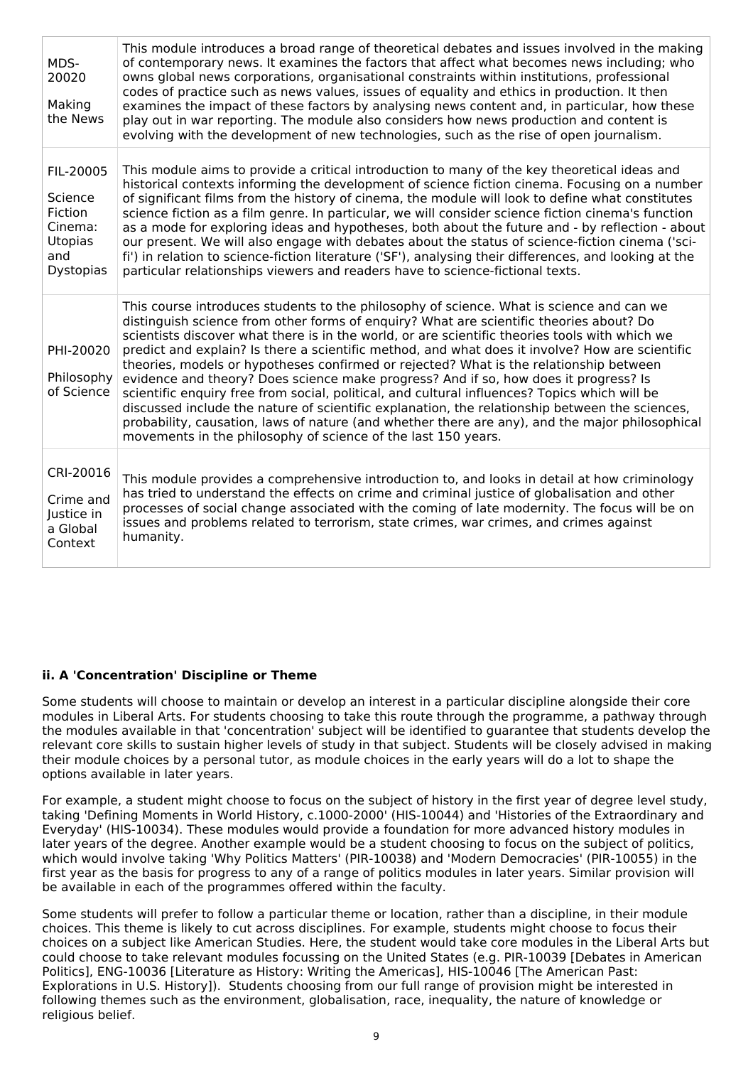| | |
|---|---|
| MDS-20020<br><br>Making the News | This module introduces a broad range of theoretical debates and issues involved in the making of contemporary news. It examines the factors that affect what becomes news including; who owns global news corporations, organisational constraints within institutions, professional codes of practice such as news values, issues of equality and ethics in production. It then examines the impact of these factors by analysing news content and, in particular, how these play out in war reporting. The module also considers how news production and content is evolving with the development of new technologies, such as the rise of open journalism. |
| FIL-20005<br><br>Science Fiction Cinema: Utopias and Dystopias | This module aims to provide a critical introduction to many of the key theoretical ideas and historical contexts informing the development of science fiction cinema. Focusing on a number of significant films from the history of cinema, the module will look to define what constitutes science fiction as a film genre. In particular, we will consider science fiction cinema's function as a mode for exploring ideas and hypotheses, both about the future and - by reflection - about our present. We will also engage with debates about the status of science-fiction cinema ('sci-fi') in relation to science-fiction literature ('SF'), analysing their differences, and looking at the particular relationships viewers and readers have to science-fictional texts. |
| PHI-20020<br><br>Philosophy of Science | This course introduces students to the philosophy of science. What is science and can we distinguish science from other forms of enquiry? What are scientific theories about? Do scientists discover what there is in the world, or are scientific theories tools with which we predict and explain? Is there a scientific method, and what does it involve? How are scientific theories, models or hypotheses confirmed or rejected? What is the relationship between evidence and theory? Does science make progress? And if so, how does it progress? Is scientific enquiry free from social, political, and cultural influences? Topics which will be discussed include the nature of scientific explanation, the relationship between the sciences, probability, causation, laws of nature (and whether there are any), and the major philosophical movements in the philosophy of science of the last 150 years. |
| CRI-20016<br><br>Crime and Justice in a Global Context | This module provides a comprehensive introduction to, and looks in detail at how criminology has tried to understand the effects on crime and criminal justice of globalisation and other processes of social change associated with the coming of late modernity. The focus will be on issues and problems related to terrorism, state crimes, war crimes, and crimes against humanity. |

#### ii. A 'Concentration' Discipline or Theme

Some students will choose to maintain or develop an interest in a particular discipline alongside their core modules in Liberal Arts. For students choosing to take this route through the programme, a pathway through the modules available in that 'concentration' subject will be identified to guarantee that students develop the relevant core skills to sustain higher levels of study in that subject. Students will be closely advised in making their module choices by a personal tutor, as module choices in the early years will do a lot to shape the options available in later years.

For example, a student might choose to focus on the subject of history in the first year of degree level study, taking 'Defining Moments in World History, c.1000-2000' (HIS-10044) and 'Histories of the Extraordinary and Everyday' (HIS-10034). These modules would provide a foundation for more advanced history modules in later years of the degree. Another example would be a student choosing to focus on the subject of politics, which would involve taking 'Why Politics Matters' (PIR-10038) and 'Modern Democracies' (PIR-10055) in the first year as the basis for progress to any of a range of politics modules in later years. Similar provision will be available in each of the programmes offered within the faculty.

Some students will prefer to follow a particular theme or location, rather than a discipline, in their module choices. This theme is likely to cut across disciplines. For example, students might choose to focus their choices on a subject like American Studies. Here, the student would take core modules in the Liberal Arts but could choose to take relevant modules focussing on the United States (e.g. PIR-10039 [Debates in American Politics], ENG-10036 [Literature as History: Writing the Americas], HIS-10046 [The American Past: Explorations in U.S. History]). Students choosing from our full range of provision might be interested in following themes such as the environment, globalisation, race, inequality, the nature of knowledge or religious belief.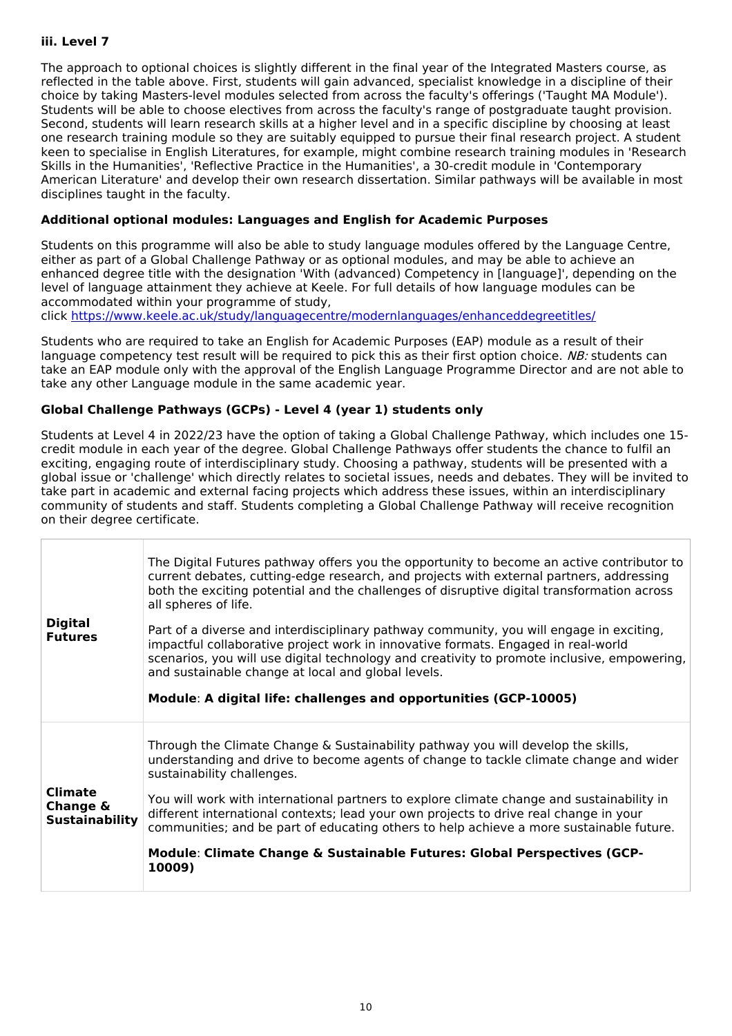#### iii. Level 7

The approach to optional choices is slightly different in the final year of the Integrated Masters course, as reflected in the table above. First, students will gain advanced, specialist knowledge in a discipline of their choice by taking Masters-level modules selected from across the faculty's offerings ('Taught MA Module'). Students will be able to choose electives from across the faculty's range of postgraduate taught provision. Second, students will learn research skills at a higher level and in a specific discipline by choosing at least one research training module so they are suitably equipped to pursue their final research project. A student keen to specialise in English Literatures, for example, might combine research training modules in 'Research Skills in the Humanities', 'Reflective Practice in the Humanities', a 30-credit module in 'Contemporary American Literature' and develop their own research dissertation. Similar pathways will be available in most disciplines taught in the faculty.

#### Additional optional modules: Languages and English for Academic Purposes

Students on this programme will also be able to study language modules offered by the Language Centre, either as part of a Global Challenge Pathway or as optional modules, and may be able to achieve an enhanced degree title with the designation 'With (advanced) Competency in [language]', depending on the level of language attainment they achieve at Keele. For full details of how language modules can be accommodated within your programme of study, click [https://www.keele.ac.uk/study/languagecentre/modernlanguages/enhanceddegreetitles/](https://www.keele.ac.uk/study/languagecentre/modernlanguages/enhanceddegreetitles/)

Students who are required to take an English for Academic Purposes (EAP) module as a result of their language competency test result will be required to pick this as their first option choice. *NB:* students can take an EAP module only with the approval of the English Language Programme Director and are not able to take any other Language module in the same academic year.

#### Global Challenge Pathways (GCPs) - Level 4 (year 1) students only

Students at Level 4 in 2022/23 have the option of taking a Global Challenge Pathway, which includes one 15-credit module in each year of the degree. Global Challenge Pathways offer students the chance to fulfil an exciting, engaging route of interdisciplinary study. Choosing a pathway, students will be presented with a global issue or 'challenge' which directly relates to societal issues, needs and debates. They will be invited to take part in academic and external facing projects which address these issues, within an interdisciplinary community of students and staff. Students completing a Global Challenge Pathway will receive recognition on their degree certificate.

| | |
|---|---|
| **Digital Futures** | The Digital Futures pathway offers you the opportunity to become an active contributor to current debates, cutting-edge research, and projects with external partners, addressing both the exciting potential and the challenges of disruptive digital transformation across all spheres of life.<br><br>Part of a diverse and interdisciplinary pathway community, you will engage in exciting, impactful collaborative project work in innovative formats. Engaged in real-world scenarios, you will use digital technology and creativity to promote inclusive, empowering, and sustainable change at local and global levels.<br><br>**Module**: **A digital life: challenges and opportunities (GCP-10005)** |
| **Climate Change & Sustainability** | Through the Climate Change & Sustainability pathway you will develop the skills, understanding and drive to become agents of change to tackle climate change and wider sustainability challenges.<br><br>You will work with international partners to explore climate change and sustainability in different international contexts; lead your own projects to drive real change in your communities; and be part of educating others to help achieve a more sustainable future.<br><br>**Module**: **Climate Change & Sustainable Futures: Global Perspectives (GCP-10009)** |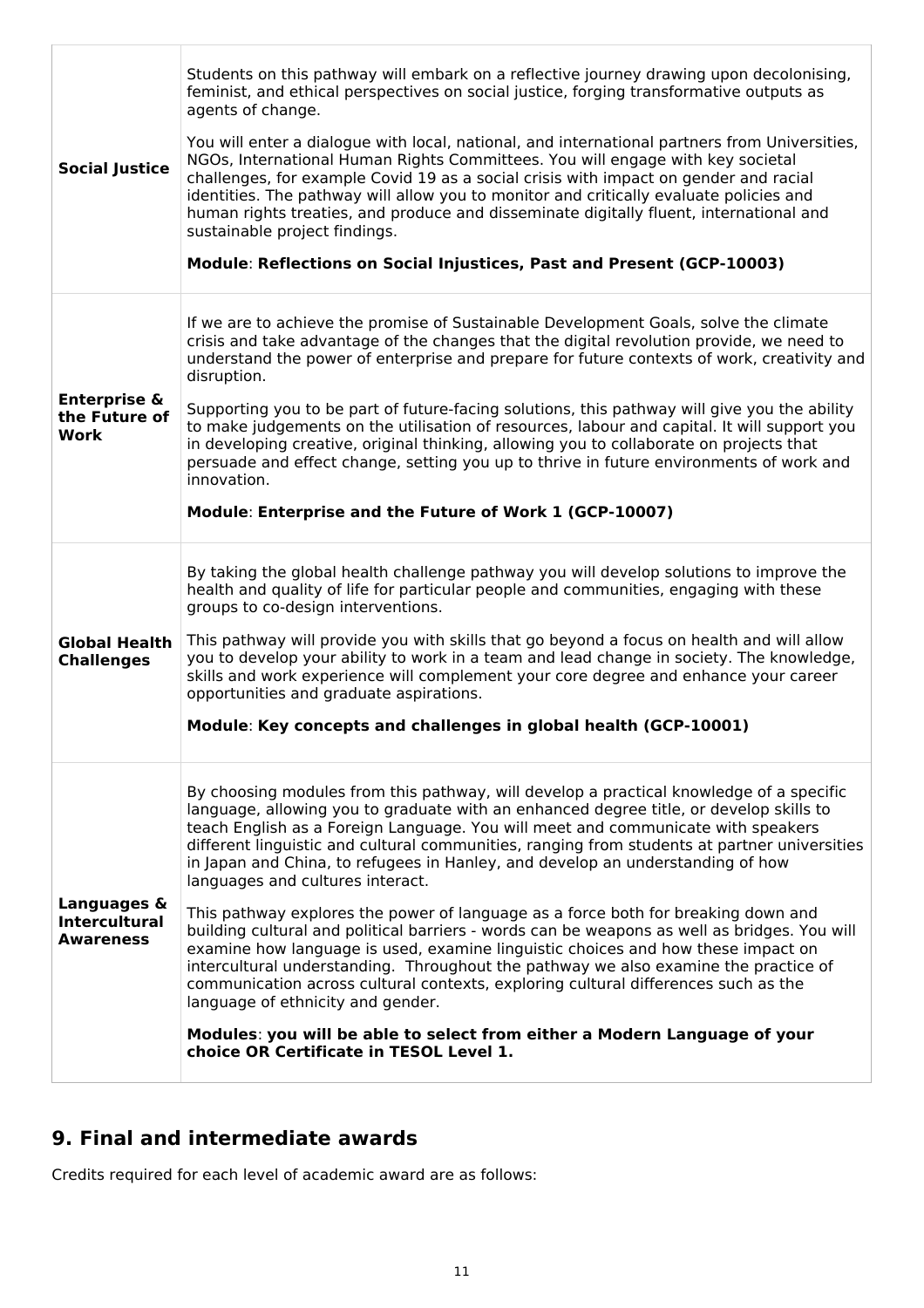| | |
|---|---|
| **Social Justice** | Students on this pathway will embark on a reflective journey drawing upon decolonising, feminist, and ethical perspectives on social justice, forging transformative outputs as agents of change.<br><br>You will enter a dialogue with local, national, and international partners from Universities, NGOs, International Human Rights Committees. You will engage with key societal challenges, for example Covid 19 as a social crisis with impact on gender and racial identities. The pathway will allow you to monitor and critically evaluate policies and human rights treaties, and produce and disseminate digitally fluent, international and sustainable project findings.<br><br>**Module**: **Reflections on Social Injustices, Past and Present (GCP-10003)** |
| **Enterprise & the Future of Work** | If we are to achieve the promise of Sustainable Development Goals, solve the climate crisis and take advantage of the changes that the digital revolution provide, we need to understand the power of enterprise and prepare for future contexts of work, creativity and disruption.<br><br>Supporting you to be part of future-facing solutions, this pathway will give you the ability to make judgements on the utilisation of resources, labour and capital. It will support you in developing creative, original thinking, allowing you to collaborate on projects that persuade and effect change, setting you up to thrive in future environments of work and innovation.<br><br>**Module**: **Enterprise and the Future of Work 1 (GCP-10007)** |
| **Global Health Challenges** | By taking the global health challenge pathway you will develop solutions to improve the health and quality of life for particular people and communities, engaging with these groups to co-design interventions.<br><br>This pathway will provide you with skills that go beyond a focus on health and will allow you to develop your ability to work in a team and lead change in society. The knowledge, skills and work experience will complement your core degree and enhance your career opportunities and graduate aspirations.<br><br>**Module**: **Key concepts and challenges in global health (GCP-10001)** |
| **Languages & Intercultural Awareness** | By choosing modules from this pathway, will develop a practical knowledge of a specific language, allowing you to graduate with an enhanced degree title, or develop skills to teach English as a Foreign Language. You will meet and communicate with speakers different linguistic and cultural communities, ranging from students at partner universities in Japan and China, to refugees in Hanley, and develop an understanding of how languages and cultures interact.<br><br>This pathway explores the power of language as a force both for breaking down and building cultural and political barriers - words can be weapons as well as bridges. You will examine how language is used, examine linguistic choices and how these impact on intercultural understanding. Throughout the pathway we also examine the practice of communication across cultural contexts, exploring cultural differences such as the language of ethnicity and gender.<br><br>**Modules**: **you will be able to select from either a Modern Language of your choice OR Certificate in TESOL Level 1.** |

## 9. Final and intermediate awards

Credits required for each level of academic award are as follows: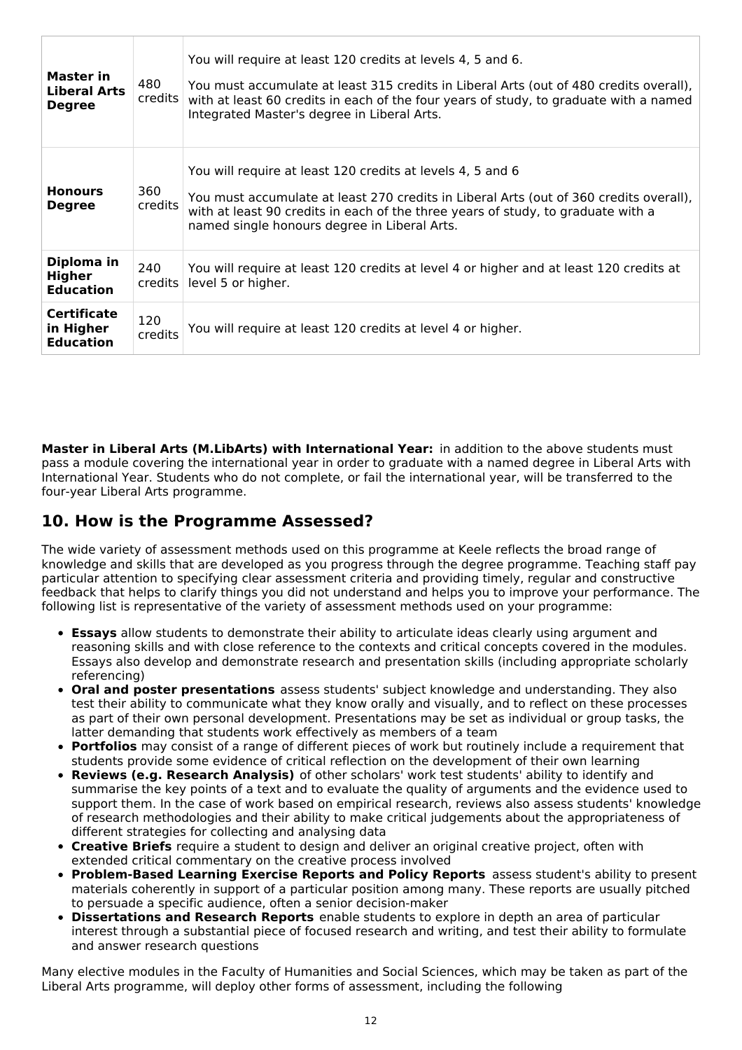| | | |
|---|---|---|
| **Master in Liberal Arts Degree** | 480 credits | You will require at least 120 credits at levels 4, 5 and 6.<br><br>You must accumulate at least 315 credits in Liberal Arts (out of 480 credits overall), with at least 60 credits in each of the four years of study, to graduate with a named Integrated Master's degree in Liberal Arts. |
| **Honours Degree** | 360 credits | You will require at least 120 credits at levels 4, 5 and 6<br><br>You must accumulate at least 270 credits in Liberal Arts (out of 360 credits overall), with at least 90 credits in each of the three years of study, to graduate with a named single honours degree in Liberal Arts. |
| **Diploma in Higher Education** | 240 credits | You will require at least 120 credits at level 4 or higher and at least 120 credits at level 5 or higher. |
| **Certificate in Higher Education** | 120 credits | You will require at least 120 credits at level 4 or higher. |

**Master in Liberal Arts (M.LibArts) with International Year:** in addition to the above students must pass a module covering the international year in order to graduate with a named degree in Liberal Arts with International Year. Students who do not complete, or fail the international year, will be transferred to the four-year Liberal Arts programme.

## 10. How is the Programme Assessed?

The wide variety of assessment methods used on this programme at Keele reflects the broad range of knowledge and skills that are developed as you progress through the degree programme. Teaching staff pay particular attention to specifying clear assessment criteria and providing timely, regular and constructive feedback that helps to clarify things you did not understand and helps you to improve your performance. The following list is representative of the variety of assessment methods used on your programme:

- **Essays** allow students to demonstrate their ability to articulate ideas clearly using argument and reasoning skills and with close reference to the contexts and critical concepts covered in the modules. Essays also develop and demonstrate research and presentation skills (including appropriate scholarly referencing)
- **Oral and poster presentations** assess students' subject knowledge and understanding. They also test their ability to communicate what they know orally and visually, and to reflect on these processes as part of their own personal development. Presentations may be set as individual or group tasks, the latter demanding that students work effectively as members of a team
- **Portfolios** may consist of a range of different pieces of work but routinely include a requirement that students provide some evidence of critical reflection on the development of their own learning
- **Reviews (e.g. Research Analysis)** of other scholars' work test students' ability to identify and summarise the key points of a text and to evaluate the quality of arguments and the evidence used to support them. In the case of work based on empirical research, reviews also assess students' knowledge of research methodologies and their ability to make critical judgements about the appropriateness of different strategies for collecting and analysing data
- **Creative Briefs** require a student to design and deliver an original creative project, often with extended critical commentary on the creative process involved
- **Problem-Based Learning Exercise Reports and Policy Reports** assess student's ability to present materials coherently in support of a particular position among many. These reports are usually pitched to persuade a specific audience, often a senior decision-maker
- **Dissertations and Research Reports** enable students to explore in depth an area of particular interest through a substantial piece of focused research and writing, and test their ability to formulate and answer research questions

Many elective modules in the Faculty of Humanities and Social Sciences, which may be taken as part of the Liberal Arts programme, will deploy other forms of assessment, including the following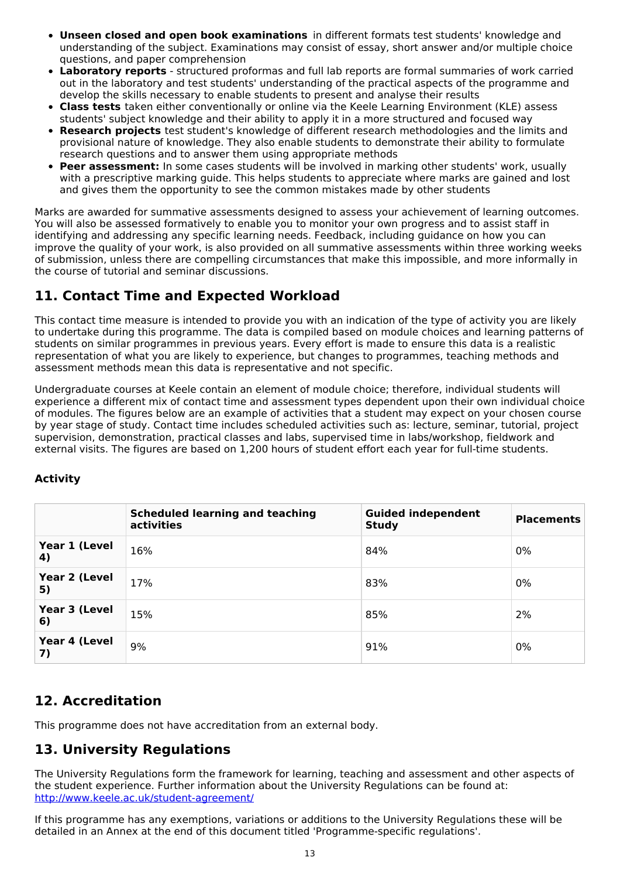- **Unseen closed and open book examinations** in different formats test students' knowledge and understanding of the subject. Examinations may consist of essay, short answer and/or multiple choice questions, and paper comprehension
- **Laboratory reports** - structured proformas and full lab reports are formal summaries of work carried out in the laboratory and test students' understanding of the practical aspects of the programme and develop the skills necessary to enable students to present and analyse their results
- **Class tests** taken either conventionally or online via the Keele Learning Environment (KLE) assess students' subject knowledge and their ability to apply it in a more structured and focused way
- **Research projects** test student's knowledge of different research methodologies and the limits and provisional nature of knowledge. They also enable students to demonstrate their ability to formulate research questions and to answer them using appropriate methods
- **Peer assessment:** In some cases students will be involved in marking other students' work, usually with a prescriptive marking guide. This helps students to appreciate where marks are gained and lost and gives them the opportunity to see the common mistakes made by other students

Marks are awarded for summative assessments designed to assess your achievement of learning outcomes. You will also be assessed formatively to enable you to monitor your own progress and to assist staff in identifying and addressing any specific learning needs. Feedback, including guidance on how you can improve the quality of your work, is also provided on all summative assessments within three working weeks of submission, unless there are compelling circumstances that make this impossible, and more informally in the course of tutorial and seminar discussions.

## 11. Contact Time and Expected Workload

This contact time measure is intended to provide you with an indication of the type of activity you are likely to undertake during this programme. The data is compiled based on module choices and learning patterns of students on similar programmes in previous years. Every effort is made to ensure this data is a realistic representation of what you are likely to experience, but changes to programmes, teaching methods and assessment methods mean this data is representative and not specific.

Undergraduate courses at Keele contain an element of module choice; therefore, individual students will experience a different mix of contact time and assessment types dependent upon their own individual choice of modules. The figures below are an example of activities that a student may expect on your chosen course by year stage of study. Contact time includes scheduled activities such as: lecture, seminar, tutorial, project supervision, demonstration, practical classes and labs, supervised time in labs/workshop, fieldwork and external visits. The figures are based on 1,200 hours of student effort each year for full-time students.

### Activity

| | Scheduled learning and teaching activities | Guided independent Study | Placements |
|---|---|---|---|
| **Year 1 (Level 4)** | 16% | 84% | 0% |
| **Year 2 (Level 5)** | 17% | 83% | 0% |
| **Year 3 (Level 6)** | 15% | 85% | 2% |
| **Year 4 (Level 7)** | 9% | 91% | 0% |

## 12. Accreditation

This programme does not have accreditation from an external body.

## 13. University Regulations

The University Regulations form the framework for learning, teaching and assessment and other aspects of the student experience. Further information about the University Regulations can be found at: http://www.keele.ac.uk/student-agreement/

If this programme has any exemptions, variations or additions to the University Regulations these will be detailed in an Annex at the end of this document titled 'Programme-specific regulations'.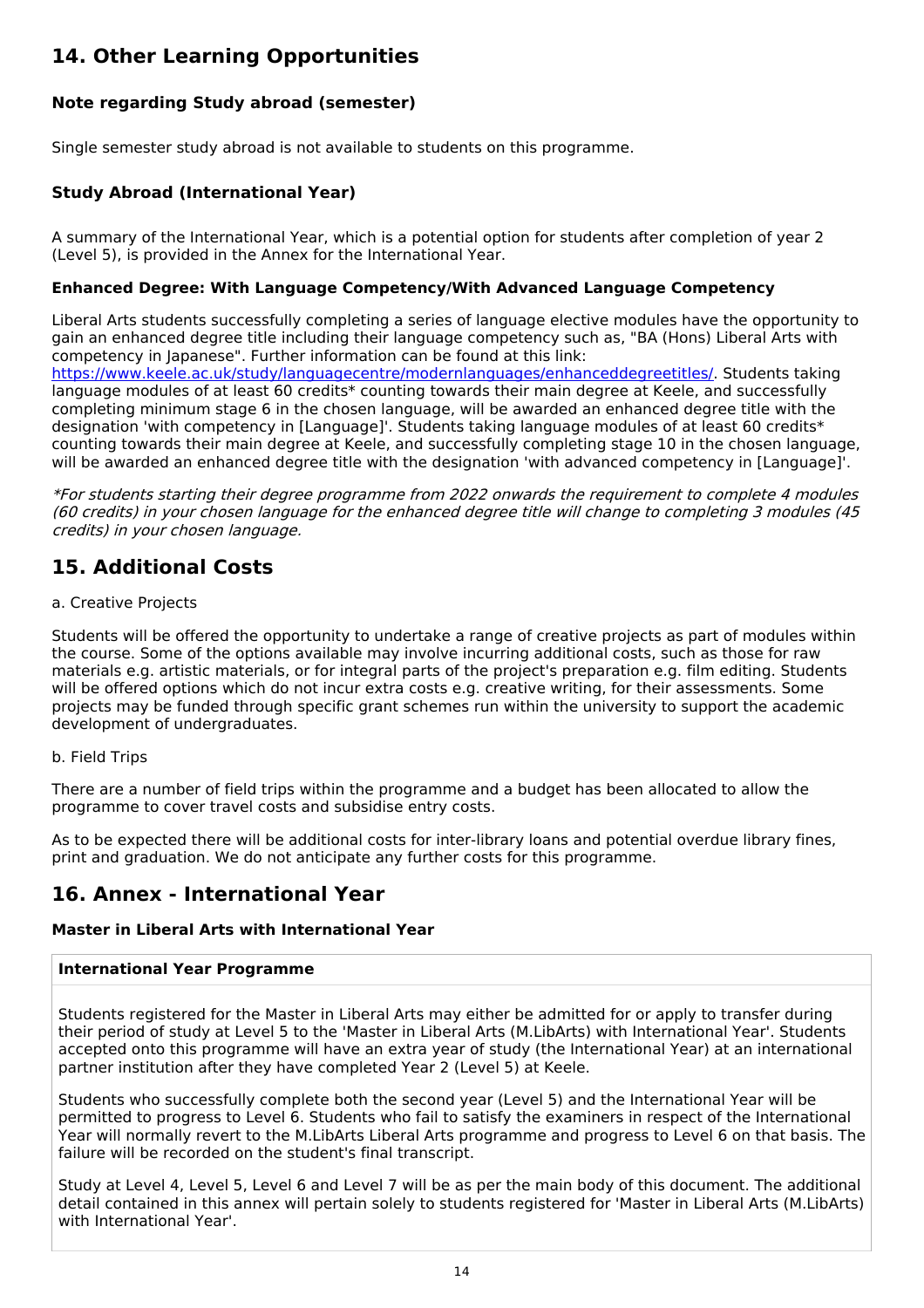## 14. Other Learning Opportunities

### Note regarding Study abroad (semester)

Single semester study abroad is not available to students on this programme.

### Study Abroad (International Year)

A summary of the International Year, which is a potential option for students after completion of year 2 (Level 5), is provided in the Annex for the International Year.

#### Enhanced Degree: With Language Competency/With Advanced Language Competency

Liberal Arts students successfully completing a series of language elective modules have the opportunity to gain an enhanced degree title including their language competency such as, "BA (Hons) Liberal Arts with competency in Japanese". Further information can be found at this link: [https://www.keele.ac.uk/study/languagecentre/modernlanguages/enhanceddegreetitles/](https://www.keele.ac.uk/study/languagecentre/modernlanguages/enhanceddegreetitles/). Students taking language modules of at least 60 credits* counting towards their main degree at Keele, and successfully completing minimum stage 6 in the chosen language, will be awarded an enhanced degree title with the designation 'with competency in [Language]'. Students taking language modules of at least 60 credits* counting towards their main degree at Keele, and successfully completing stage 10 in the chosen language, will be awarded an enhanced degree title with the designation 'with advanced competency in [Language]'.

*\*For students starting their degree programme from 2022 onwards the requirement to complete 4 modules (60 credits) in your chosen language for the enhanced degree title will change to completing 3 modules (45 credits) in your chosen language.*

## 15. Additional Costs

a. Creative Projects

Students will be offered the opportunity to undertake a range of creative projects as part of modules within the course. Some of the options available may involve incurring additional costs, such as those for raw materials e.g. artistic materials, or for integral parts of the project's preparation e.g. film editing. Students will be offered options which do not incur extra costs e.g. creative writing, for their assessments. Some projects may be funded through specific grant schemes run within the university to support the academic development of undergraduates.

b. Field Trips

There are a number of field trips within the programme and a budget has been allocated to allow the programme to cover travel costs and subsidise entry costs.

As to be expected there will be additional costs for inter-library loans and potential overdue library fines, print and graduation. We do not anticipate any further costs for this programme.

## 16. Annex - International Year

### Master in Liberal Arts with International Year

#### International Year Programme

Students registered for the Master in Liberal Arts may either be admitted for or apply to transfer during their period of study at Level 5 to the 'Master in Liberal Arts (M.LibArts) with International Year'. Students accepted onto this programme will have an extra year of study (the International Year) at an international partner institution after they have completed Year 2 (Level 5) at Keele.

Students who successfully complete both the second year (Level 5) and the International Year will be permitted to progress to Level 6. Students who fail to satisfy the examiners in respect of the International Year will normally revert to the M.LibArts Liberal Arts programme and progress to Level 6 on that basis. The failure will be recorded on the student's final transcript.

Study at Level 4, Level 5, Level 6 and Level 7 will be as per the main body of this document. The additional detail contained in this annex will pertain solely to students registered for 'Master in Liberal Arts (M.LibArts) with International Year'.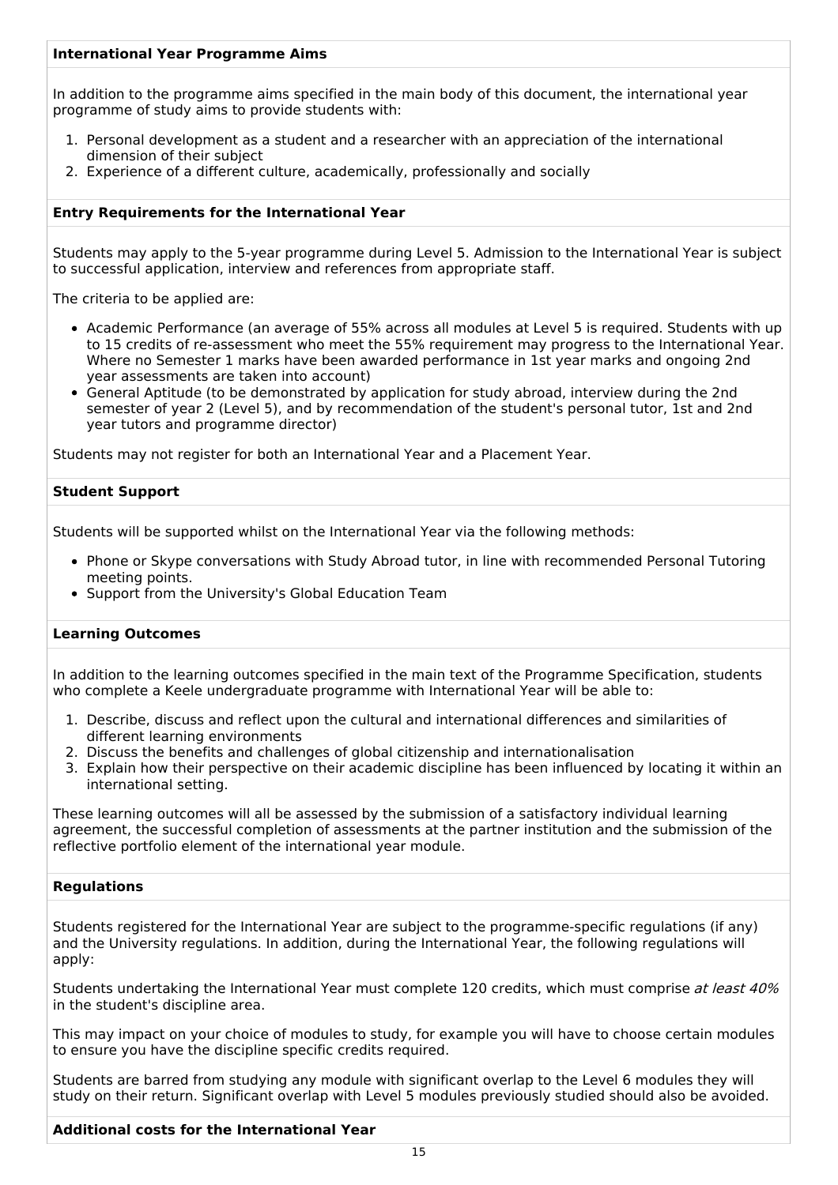### International Year Programme Aims

In addition to the programme aims specified in the main body of this document, the international year programme of study aims to provide students with:

1. Personal development as a student and a researcher with an appreciation of the international dimension of their subject
2. Experience of a different culture, academically, professionally and socially

### Entry Requirements for the International Year

Students may apply to the 5-year programme during Level 5. Admission to the International Year is subject to successful application, interview and references from appropriate staff.

The criteria to be applied are:

- Academic Performance (an average of 55% across all modules at Level 5 is required. Students with up to 15 credits of re-assessment who meet the 55% requirement may progress to the International Year. Where no Semester 1 marks have been awarded performance in 1st year marks and ongoing 2nd year assessments are taken into account)
- General Aptitude (to be demonstrated by application for study abroad, interview during the 2nd semester of year 2 (Level 5), and by recommendation of the student's personal tutor, 1st and 2nd year tutors and programme director)

Students may not register for both an International Year and a Placement Year.

### Student Support

Students will be supported whilst on the International Year via the following methods:

- Phone or Skype conversations with Study Abroad tutor, in line with recommended Personal Tutoring meeting points.
- Support from the University's Global Education Team

### Learning Outcomes

In addition to the learning outcomes specified in the main text of the Programme Specification, students who complete a Keele undergraduate programme with International Year will be able to:

1. Describe, discuss and reflect upon the cultural and international differences and similarities of different learning environments
2. Discuss the benefits and challenges of global citizenship and internationalisation
3. Explain how their perspective on their academic discipline has been influenced by locating it within an international setting.

These learning outcomes will all be assessed by the submission of a satisfactory individual learning agreement, the successful completion of assessments at the partner institution and the submission of the reflective portfolio element of the international year module.

### Regulations

Students registered for the International Year are subject to the programme-specific regulations (if any) and the University regulations. In addition, during the International Year, the following regulations will apply:

Students undertaking the International Year must complete 120 credits, which must comprise *at least 40%* in the student's discipline area.

This may impact on your choice of modules to study, for example you will have to choose certain modules to ensure you have the discipline specific credits required.

Students are barred from studying any module with significant overlap to the Level 6 modules they will study on their return. Significant overlap with Level 5 modules previously studied should also be avoided.

### Additional costs for the International Year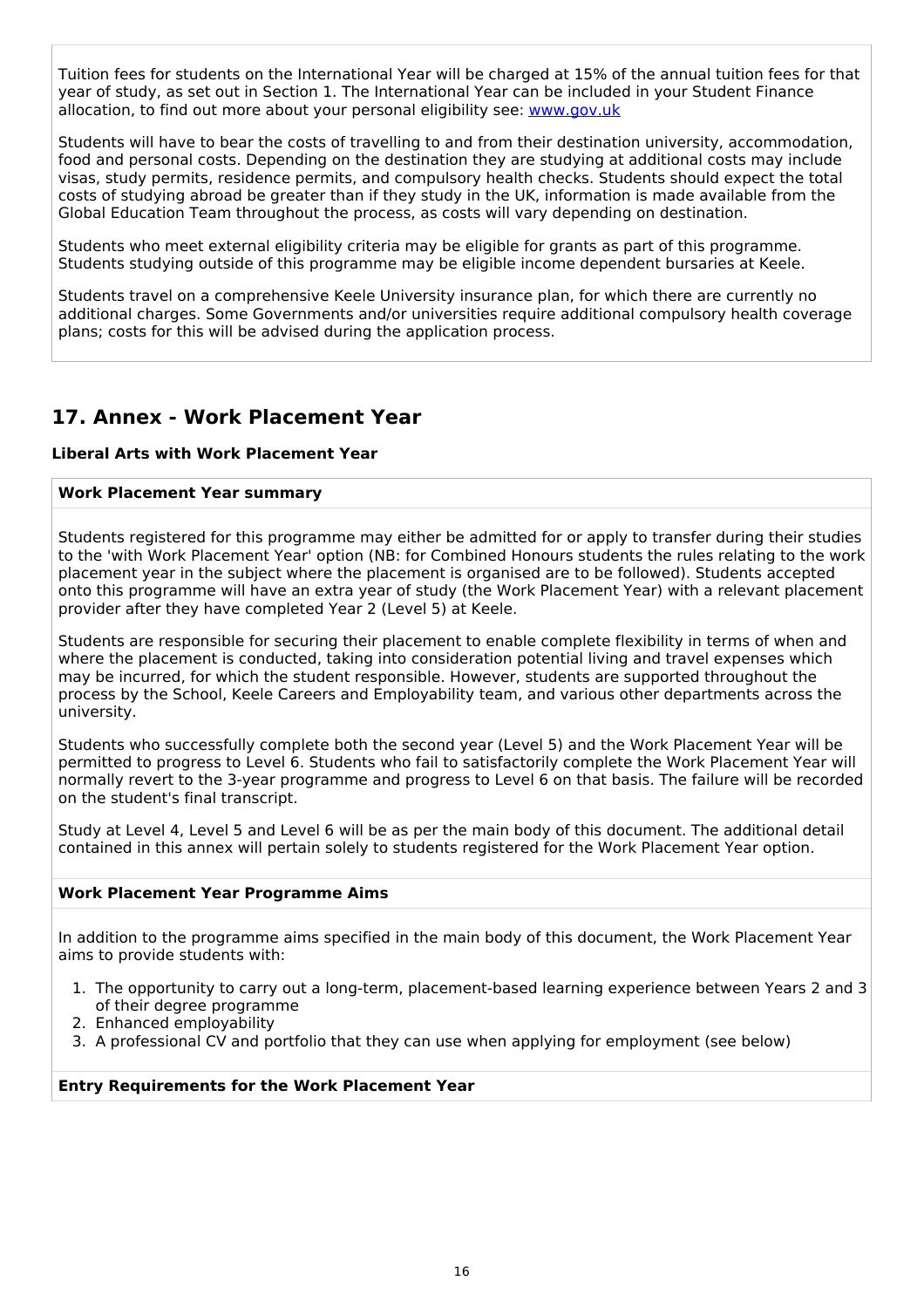Tuition fees for students on the International Year will be charged at 15% of the annual tuition fees for that year of study, as set out in Section 1. The International Year can be included in your Student Finance allocation, to find out more about your personal eligibility see: www.gov.uk

Students will have to bear the costs of travelling to and from their destination university, accommodation, food and personal costs. Depending on the destination they are studying at additional costs may include visas, study permits, residence permits, and compulsory health checks. Students should expect the total costs of studying abroad be greater than if they study in the UK, information is made available from the Global Education Team throughout the process, as costs will vary depending on destination.

Students who meet external eligibility criteria may be eligible for grants as part of this programme. Students studying outside of this programme may be eligible income dependent bursaries at Keele.

Students travel on a comprehensive Keele University insurance plan, for which there are currently no additional charges. Some Governments and/or universities require additional compulsory health coverage plans; costs for this will be advised during the application process.

## 17. Annex - Work Placement Year

**Liberal Arts with Work Placement Year**

**Work Placement Year summary**

Students registered for this programme may either be admitted for or apply to transfer during their studies to the 'with Work Placement Year' option (NB: for Combined Honours students the rules relating to the work placement year in the subject where the placement is organised are to be followed). Students accepted onto this programme will have an extra year of study (the Work Placement Year) with a relevant placement provider after they have completed Year 2 (Level 5) at Keele.

Students are responsible for securing their placement to enable complete flexibility in terms of when and where the placement is conducted, taking into consideration potential living and travel expenses which may be incurred, for which the student responsible. However, students are supported throughout the process by the School, Keele Careers and Employability team, and various other departments across the university.

Students who successfully complete both the second year (Level 5) and the Work Placement Year will be permitted to progress to Level 6. Students who fail to satisfactorily complete the Work Placement Year will normally revert to the 3-year programme and progress to Level 6 on that basis. The failure will be recorded on the student's final transcript.

Study at Level 4, Level 5 and Level 6 will be as per the main body of this document. The additional detail contained in this annex will pertain solely to students registered for the Work Placement Year option.

**Work Placement Year Programme Aims**

In addition to the programme aims specified in the main body of this document, the Work Placement Year aims to provide students with:

1. The opportunity to carry out a long-term, placement-based learning experience between Years 2 and 3 of their degree programme
2. Enhanced employability
3. A professional CV and portfolio that they can use when applying for employment (see below)

**Entry Requirements for the Work Placement Year**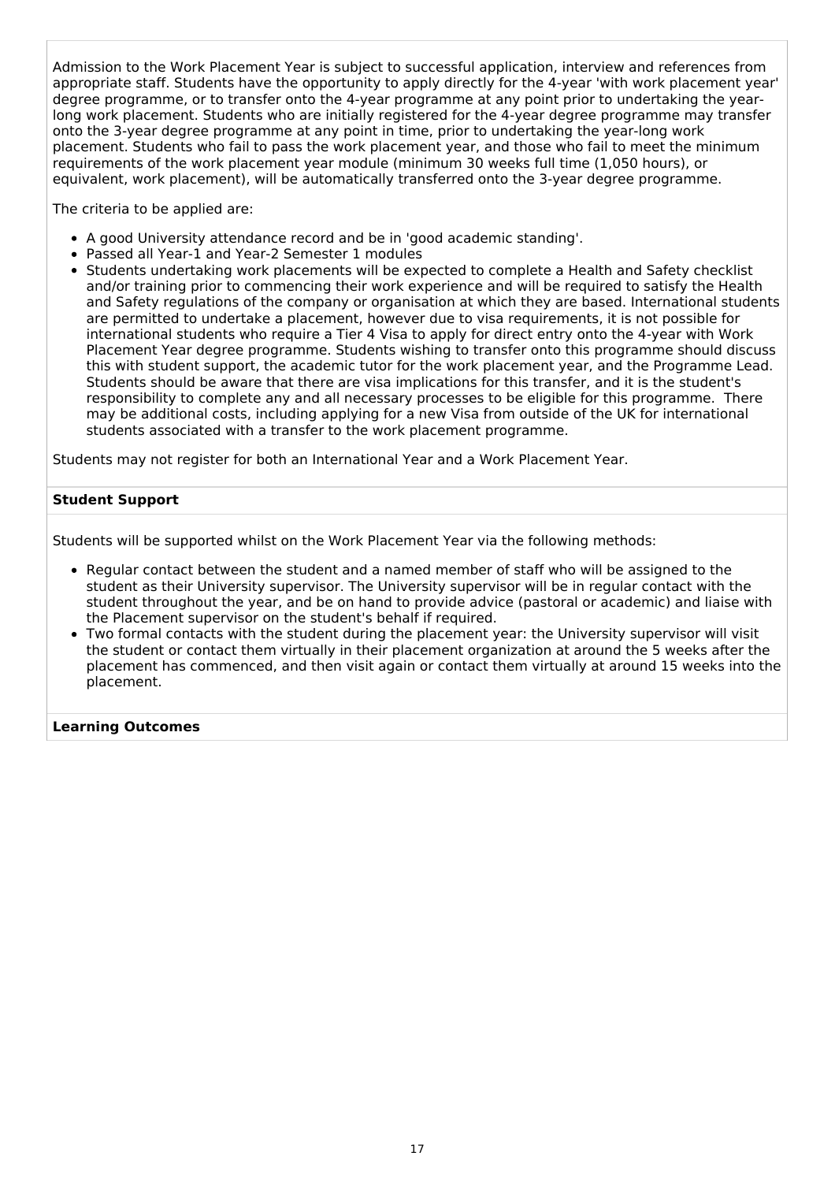Admission to the Work Placement Year is subject to successful application, interview and references from appropriate staff. Students have the opportunity to apply directly for the 4-year 'with work placement year' degree programme, or to transfer onto the 4-year programme at any point prior to undertaking the year-long work placement. Students who are initially registered for the 4-year degree programme may transfer onto the 3-year degree programme at any point in time, prior to undertaking the year-long work placement. Students who fail to pass the work placement year, and those who fail to meet the minimum requirements of the work placement year module (minimum 30 weeks full time (1,050 hours), or equivalent, work placement), will be automatically transferred onto the 3-year degree programme.

The criteria to be applied are:

- A good University attendance record and be in 'good academic standing'.
- Passed all Year-1 and Year-2 Semester 1 modules
- Students undertaking work placements will be expected to complete a Health and Safety checklist and/or training prior to commencing their work experience and will be required to satisfy the Health and Safety regulations of the company or organisation at which they are based. International students are permitted to undertake a placement, however due to visa requirements, it is not possible for international students who require a Tier 4 Visa to apply for direct entry onto the 4-year with Work Placement Year degree programme. Students wishing to transfer onto this programme should discuss this with student support, the academic tutor for the work placement year, and the Programme Lead. Students should be aware that there are visa implications for this transfer, and it is the student's responsibility to complete any and all necessary processes to be eligible for this programme. There may be additional costs, including applying for a new Visa from outside of the UK for international students associated with a transfer to the work placement programme.

Students may not register for both an International Year and a Work Placement Year.

**Student Support**

Students will be supported whilst on the Work Placement Year via the following methods:

- Regular contact between the student and a named member of staff who will be assigned to the student as their University supervisor. The University supervisor will be in regular contact with the student throughout the year, and be on hand to provide advice (pastoral or academic) and liaise with the Placement supervisor on the student's behalf if required.
- Two formal contacts with the student during the placement year: the University supervisor will visit the student or contact them virtually in their placement organization at around the 5 weeks after the placement has commenced, and then visit again or contact them virtually at around 15 weeks into the placement.

**Learning Outcomes**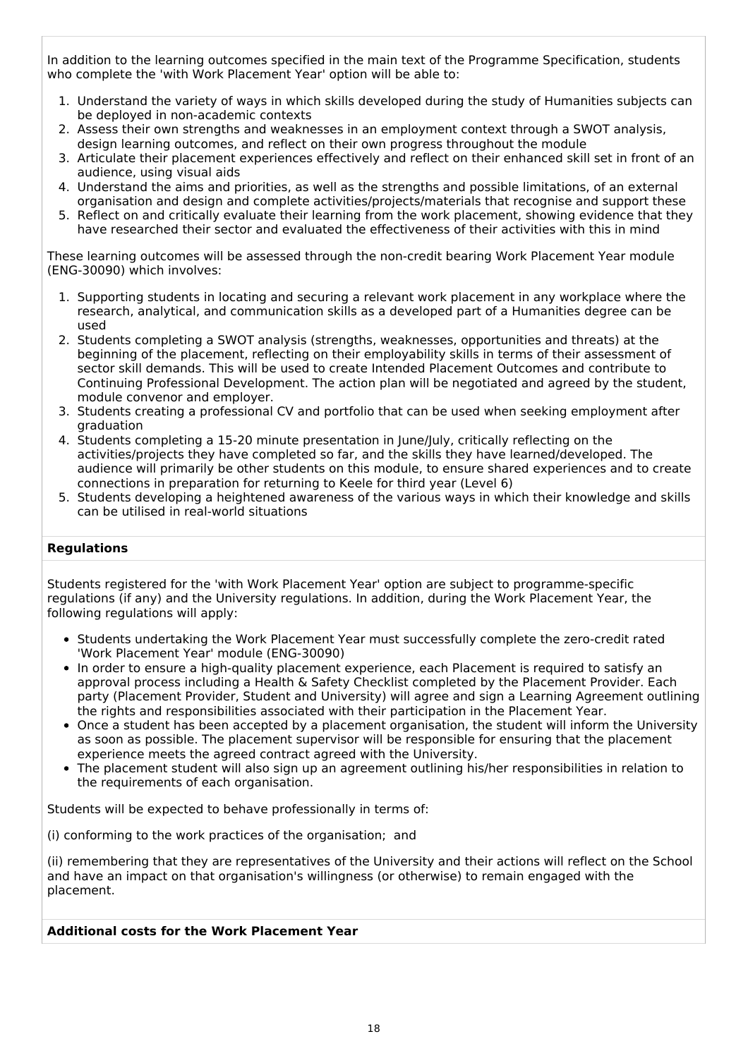In addition to the learning outcomes specified in the main text of the Programme Specification, students who complete the 'with Work Placement Year' option will be able to:

1. Understand the variety of ways in which skills developed during the study of Humanities subjects can be deployed in non-academic contexts
2. Assess their own strengths and weaknesses in an employment context through a SWOT analysis, design learning outcomes, and reflect on their own progress throughout the module
3. Articulate their placement experiences effectively and reflect on their enhanced skill set in front of an audience, using visual aids
4. Understand the aims and priorities, as well as the strengths and possible limitations, of an external organisation and design and complete activities/projects/materials that recognise and support these
5. Reflect on and critically evaluate their learning from the work placement, showing evidence that they have researched their sector and evaluated the effectiveness of their activities with this in mind

These learning outcomes will be assessed through the non-credit bearing Work Placement Year module (ENG-30090) which involves:

1. Supporting students in locating and securing a relevant work placement in any workplace where the research, analytical, and communication skills as a developed part of a Humanities degree can be used
2. Students completing a SWOT analysis (strengths, weaknesses, opportunities and threats) at the beginning of the placement, reflecting on their employability skills in terms of their assessment of sector skill demands. This will be used to create Intended Placement Outcomes and contribute to Continuing Professional Development. The action plan will be negotiated and agreed by the student, module convenor and employer.
3. Students creating a professional CV and portfolio that can be used when seeking employment after graduation
4. Students completing a 15-20 minute presentation in June/July, critically reflecting on the activities/projects they have completed so far, and the skills they have learned/developed. The audience will primarily be other students on this module, to ensure shared experiences and to create connections in preparation for returning to Keele for third year (Level 6)
5. Students developing a heightened awareness of the various ways in which their knowledge and skills can be utilised in real-world situations

**Regulations**

Students registered for the 'with Work Placement Year' option are subject to programme-specific regulations (if any) and the University regulations. In addition, during the Work Placement Year, the following regulations will apply:

- Students undertaking the Work Placement Year must successfully complete the zero-credit rated 'Work Placement Year' module (ENG-30090)
- In order to ensure a high-quality placement experience, each Placement is required to satisfy an approval process including a Health & Safety Checklist completed by the Placement Provider. Each party (Placement Provider, Student and University) will agree and sign a Learning Agreement outlining the rights and responsibilities associated with their participation in the Placement Year.
- Once a student has been accepted by a placement organisation, the student will inform the University as soon as possible. The placement supervisor will be responsible for ensuring that the placement experience meets the agreed contract agreed with the University.
- The placement student will also sign up an agreement outlining his/her responsibilities in relation to the requirements of each organisation.

Students will be expected to behave professionally in terms of:

(i) conforming to the work practices of the organisation; and

(ii) remembering that they are representatives of the University and their actions will reflect on the School and have an impact on that organisation's willingness (or otherwise) to remain engaged with the placement.

**Additional costs for the Work Placement Year**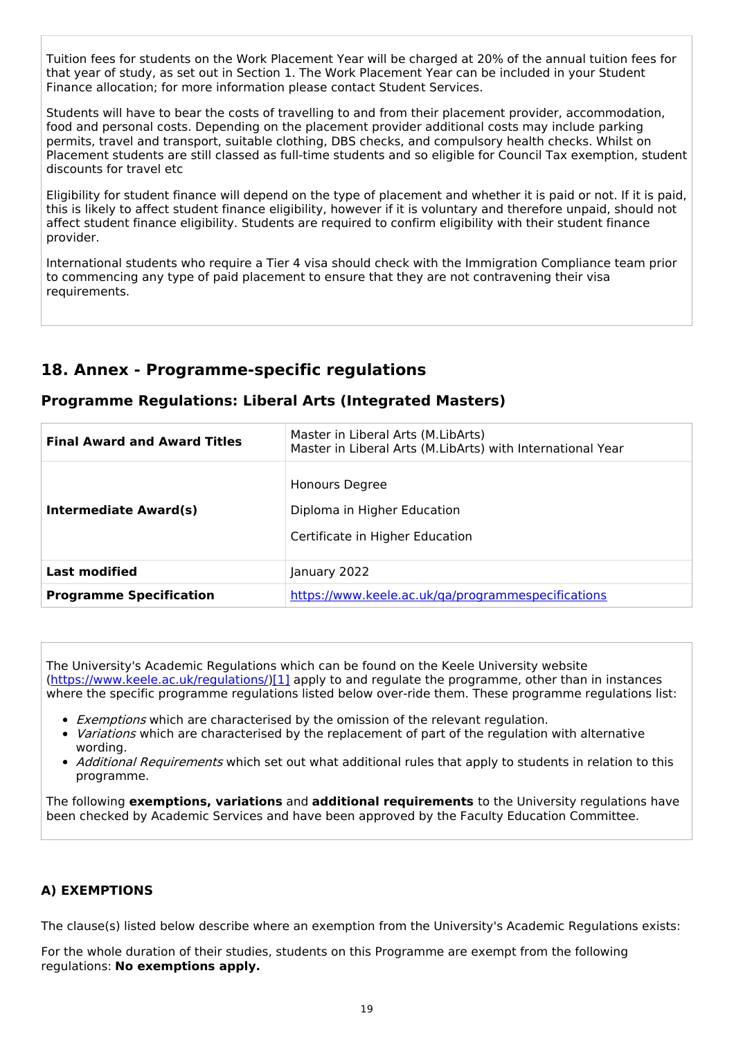Tuition fees for students on the Work Placement Year will be charged at 20% of the annual tuition fees for that year of study, as set out in Section 1. The Work Placement Year can be included in your Student Finance allocation; for more information please contact Student Services.

Students will have to bear the costs of travelling to and from their placement provider, accommodation, food and personal costs. Depending on the placement provider additional costs may include parking permits, travel and transport, suitable clothing, DBS checks, and compulsory health checks. Whilst on Placement students are still classed as full-time students and so eligible for Council Tax exemption, student discounts for travel etc

Eligibility for student finance will depend on the type of placement and whether it is paid or not. If it is paid, this is likely to affect student finance eligibility, however if it is voluntary and therefore unpaid, should not affect student finance eligibility. Students are required to confirm eligibility with their student finance provider.

International students who require a Tier 4 visa should check with the Immigration Compliance team prior to commencing any type of paid placement to ensure that they are not contravening their visa requirements.

## 18. Annex - Programme-specific regulations

### Programme Regulations: Liberal Arts (Integrated Masters)

| | |
|---|---|
| **Final Award and Award Titles** | Master in Liberal Arts (M.LibArts)<br>Master in Liberal Arts (M.LibArts) with International Year |
| **Intermediate Award(s)** | Honours Degree<br>Diploma in Higher Education<br>Certificate in Higher Education |
| **Last modified** | January 2022 |
| **Programme Specification** | https://www.keele.ac.uk/qa/programmespecifications |

The University's Academic Regulations which can be found on the Keele University website (https://www.keele.ac.uk/regulations/)[1] apply to and regulate the programme, other than in instances where the specific programme regulations listed below over-ride them. These programme regulations list:

- *Exemptions* which are characterised by the omission of the relevant regulation.
- *Variations* which are characterised by the replacement of part of the regulation with alternative wording.
- *Additional Requirements* which set out what additional rules that apply to students in relation to this programme.

The following **exemptions, variations** and **additional requirements** to the University regulations have been checked by Academic Services and have been approved by the Faculty Education Committee.

### A) EXEMPTIONS

The clause(s) listed below describe where an exemption from the University's Academic Regulations exists:

For the whole duration of their studies, students on this Programme are exempt from the following regulations: **No exemptions apply.**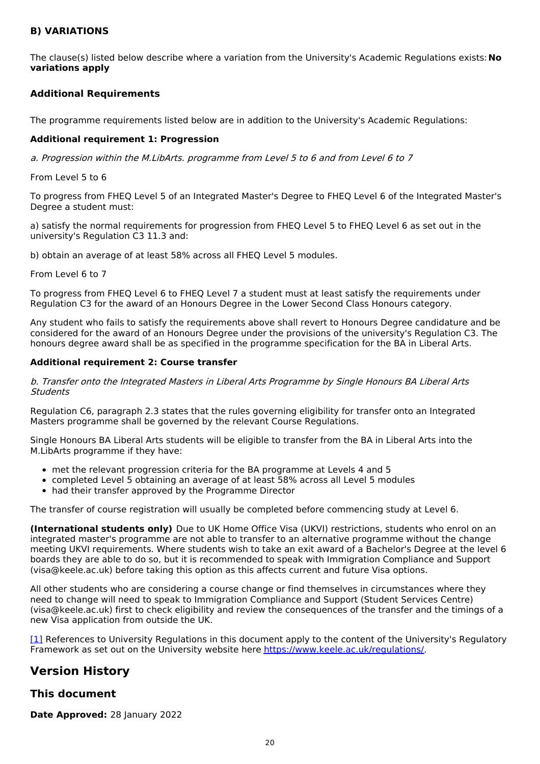### B) VARIATIONS

The clause(s) listed below describe where a variation from the University's Academic Regulations exists: **No variations apply**

#### Additional Requirements

The programme requirements listed below are in addition to the University's Academic Regulations:

**Additional requirement 1: Progression**

*a. Progression within the M.LibArts. programme from Level 5 to 6 and from Level 6 to 7*

From Level 5 to 6

To progress from FHEQ Level 5 of an Integrated Master's Degree to FHEQ Level 6 of the Integrated Master's Degree a student must:

a) satisfy the normal requirements for progression from FHEQ Level 5 to FHEQ Level 6 as set out in the university's Regulation C3 11.3 and:

b) obtain an average of at least 58% across all FHEQ Level 5 modules.

From Level 6 to 7

To progress from FHEQ Level 6 to FHEQ Level 7 a student must at least satisfy the requirements under Regulation C3 for the award of an Honours Degree in the Lower Second Class Honours category.

Any student who fails to satisfy the requirements above shall revert to Honours Degree candidature and be considered for the award of an Honours Degree under the provisions of the university's Regulation C3. The honours degree award shall be as specified in the programme specification for the BA in Liberal Arts.

**Additional requirement 2: Course transfer**

*b. Transfer onto the Integrated Masters in Liberal Arts Programme by Single Honours BA Liberal Arts Students*

Regulation C6, paragraph 2.3 states that the rules governing eligibility for transfer onto an Integrated Masters programme shall be governed by the relevant Course Regulations.

Single Honours BA Liberal Arts students will be eligible to transfer from the BA in Liberal Arts into the M.LibArts programme if they have:

- met the relevant progression criteria for the BA programme at Levels 4 and 5
- completed Level 5 obtaining an average of at least 58% across all Level 5 modules
- had their transfer approved by the Programme Director

The transfer of course registration will usually be completed before commencing study at Level 6.

**(International students only)** Due to UK Home Office Visa (UKVI) restrictions, students who enrol on an integrated master's programme are not able to transfer to an alternative programme without the change meeting UKVI requirements. Where students wish to take an exit award of a Bachelor's Degree at the level 6 boards they are able to do so, but it is recommended to speak with Immigration Compliance and Support (visa@keele.ac.uk) before taking this option as this affects current and future Visa options.

All other students who are considering a course change or find themselves in circumstances where they need to change will need to speak to Immigration Compliance and Support (Student Services Centre) (visa@keele.ac.uk) first to check eligibility and review the consequences of the transfer and the timings of a new Visa application from outside the UK.

[1] References to University Regulations in this document apply to the content of the University's Regulatory Framework as set out on the University website here https://www.keele.ac.uk/regulations/.

## Version History

### This document

**Date Approved:** 28 January 2022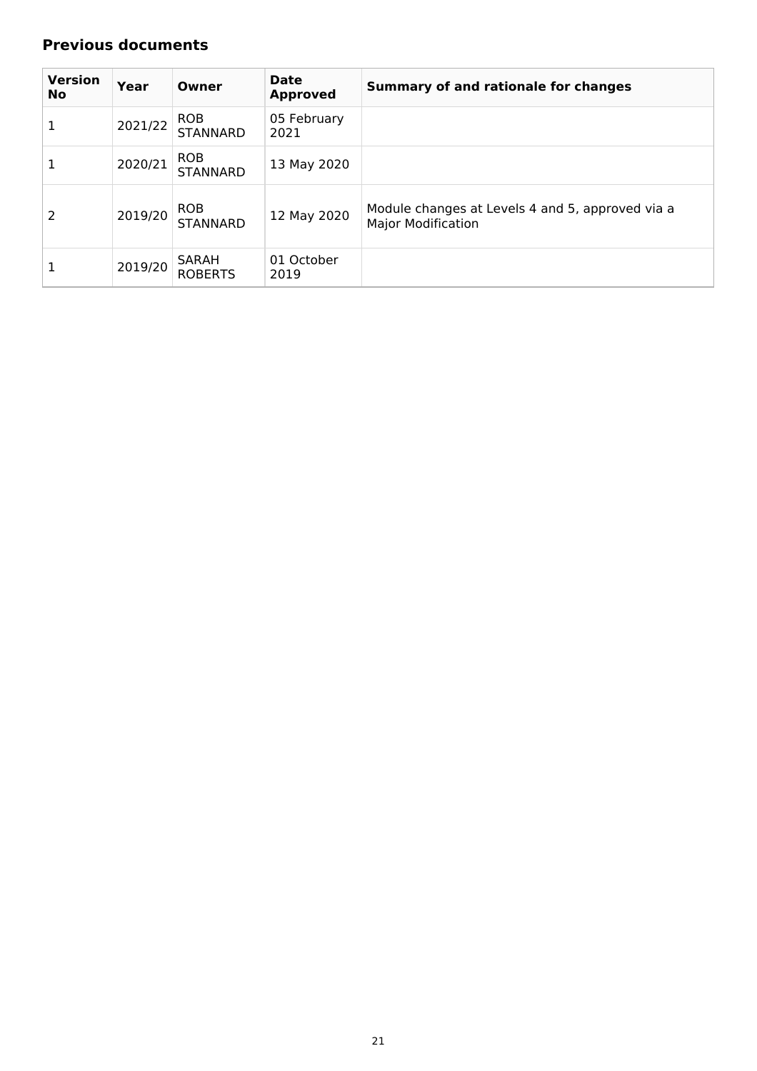## Previous documents

| Version No | Year | Owner | Date Approved | Summary of and rationale for changes |
|---|---|---|---|---|
| 1 | 2021/22 | ROB STANNARD | 05 February 2021 | |
| 1 | 2020/21 | ROB STANNARD | 13 May 2020 | |
| 2 | 2019/20 | ROB STANNARD | 12 May 2020 | Module changes at Levels 4 and 5, approved via a Major Modification |
| 1 | 2019/20 | SARAH ROBERTS | 01 October 2019 | |